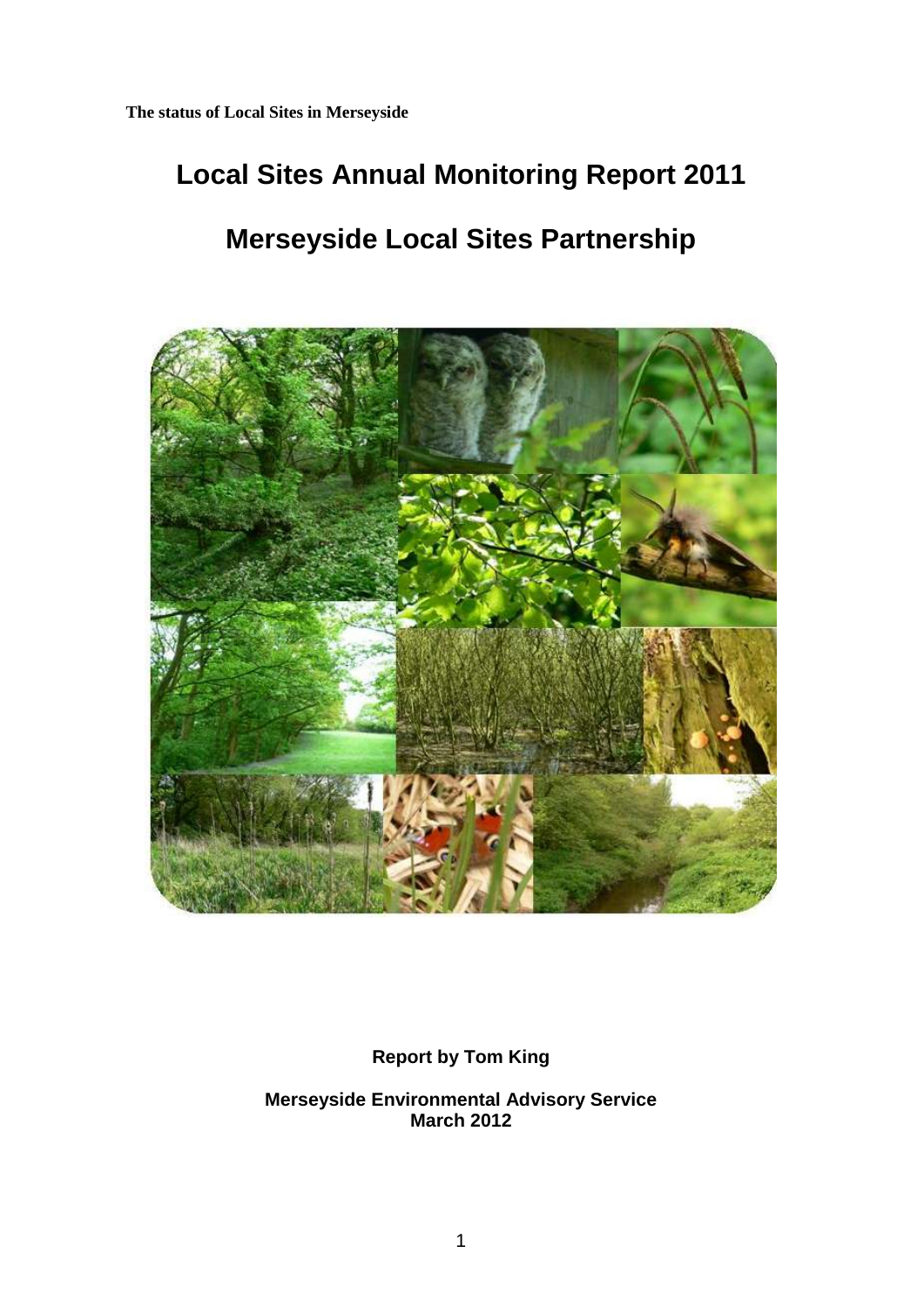**The status of Local Sites in Merseyside**

# Local Sites Annual Monitoring Report 2011

# Merseyside Local Sites Partnership

**Report by Tom King**

**Merseyside Environmental Advisory Service**
**March 2012**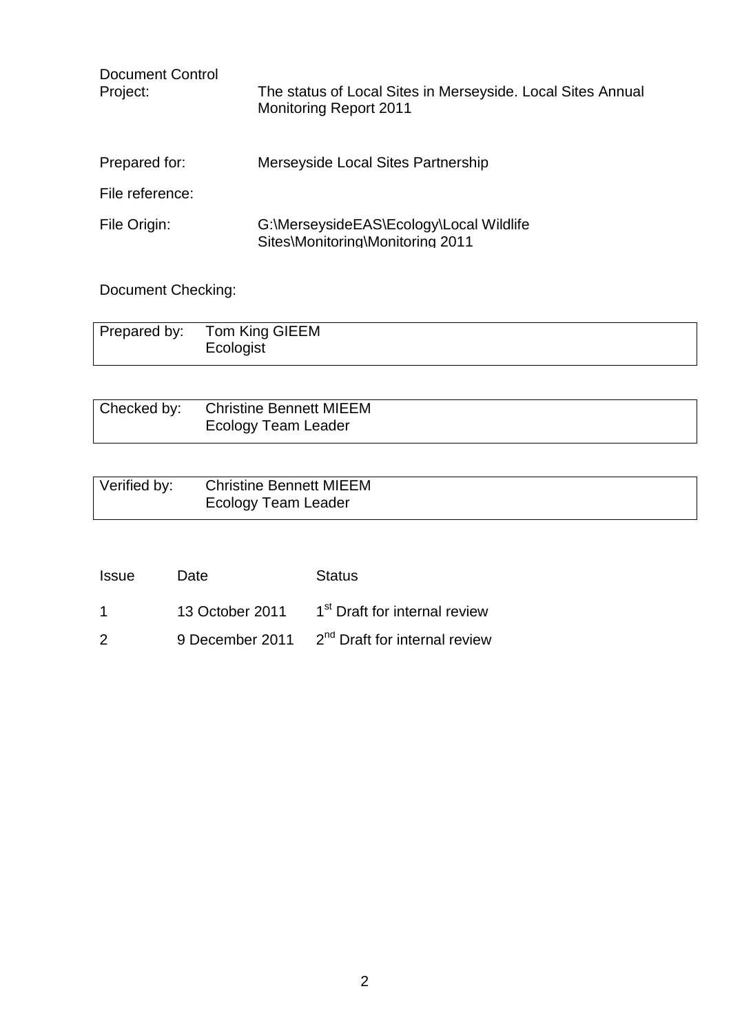Document Control

| | |
|---|---|
| Project: | The status of Local Sites in Merseyside. Local Sites Annual Monitoring Report 2011 |
| Prepared for: | Merseyside Local Sites Partnership |
| File reference: | |
| File Origin: | G:\MerseysideEAS\Ecology\Local Wildlife Sites\Monitoring\Monitoring 2011 |

Document Checking:

| | |
|---|---|
| Prepared by: | Tom King GIEEM<br>Ecologist |

| | |
|---|---|
| Checked by: | Christine Bennett MIEEM<br>Ecology Team Leader |

| | |
|---|---|
| Verified by: | Christine Bennett MIEEM<br>Ecology Team Leader |

| Issue | Date | Status |
|---|---|---|
| 1 | 13 October 2011 | 1st Draft for internal review |
| 2 | 9 December 2011 | 2nd Draft for internal review |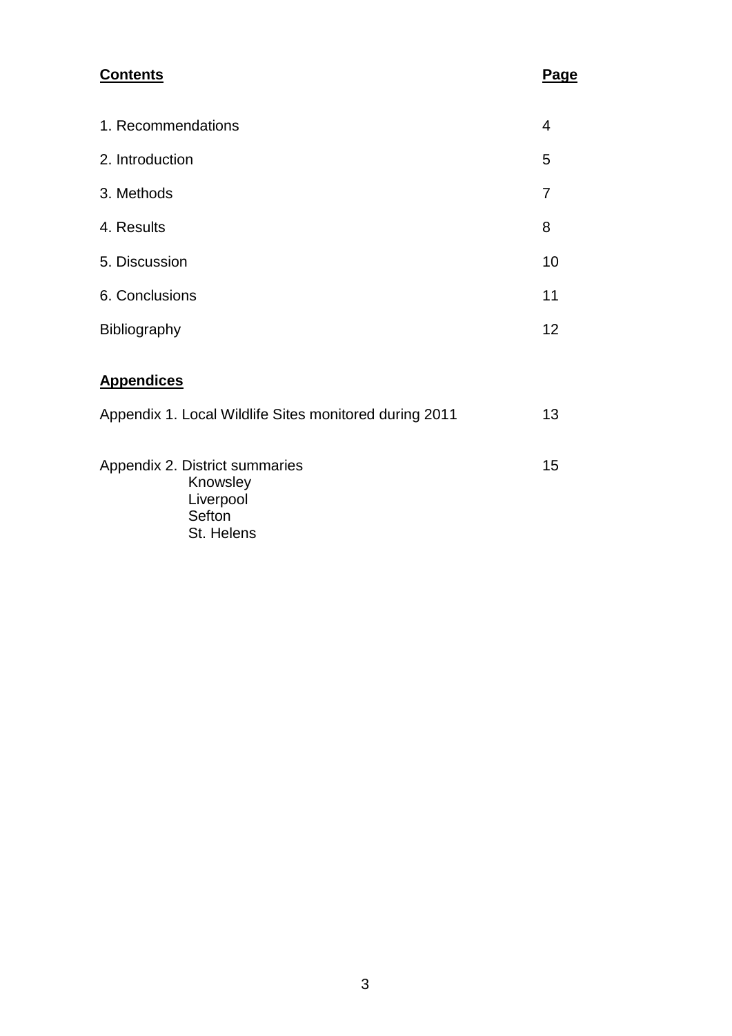| **Contents** | **Page** |
|---|---|
| 1. Recommendations | 4 |
| 2. Introduction | 5 |
| 3. Methods | 7 |
| 4. Results | 8 |
| 5. Discussion | 10 |
| 6. Conclusions | 11 |
| Bibliography | 12 |

**Appendices**

| | |
|---|---|
| Appendix 1. Local Wildlife Sites monitored during 2011 | 13 |
| Appendix 2. District summaries<br>Knowsley<br>Liverpool<br>Sefton<br>St. Helens | 15 |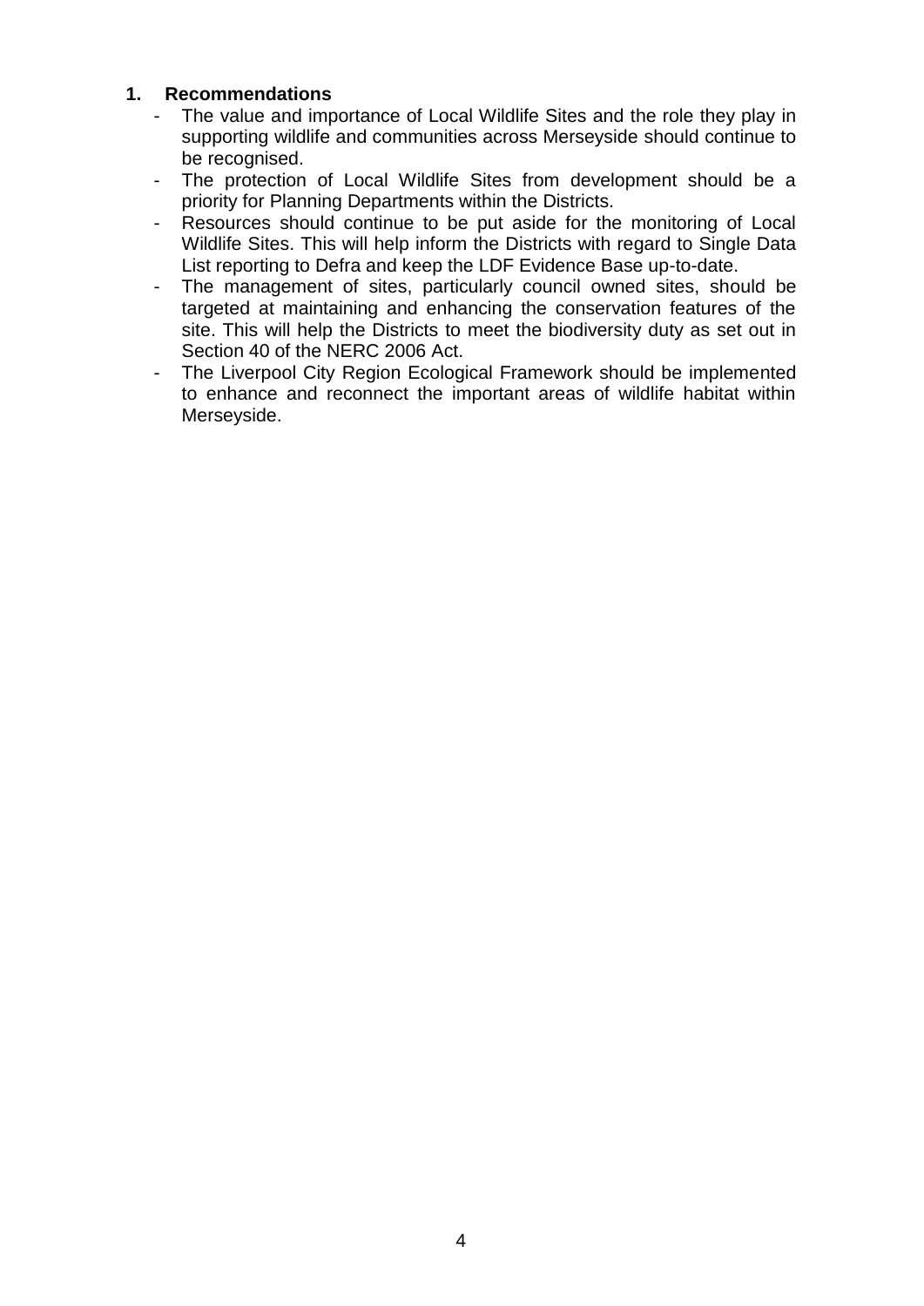## 1. Recommendations

- The value and importance of Local Wildlife Sites and the role they play in supporting wildlife and communities across Merseyside should continue to be recognised.
- The protection of Local Wildlife Sites from development should be a priority for Planning Departments within the Districts.
- Resources should continue to be put aside for the monitoring of Local Wildlife Sites. This will help inform the Districts with regard to Single Data List reporting to Defra and keep the LDF Evidence Base up-to-date.
- The management of sites, particularly council owned sites, should be targeted at maintaining and enhancing the conservation features of the site. This will help the Districts to meet the biodiversity duty as set out in Section 40 of the NERC 2006 Act.
- The Liverpool City Region Ecological Framework should be implemented to enhance and reconnect the important areas of wildlife habitat within Merseyside.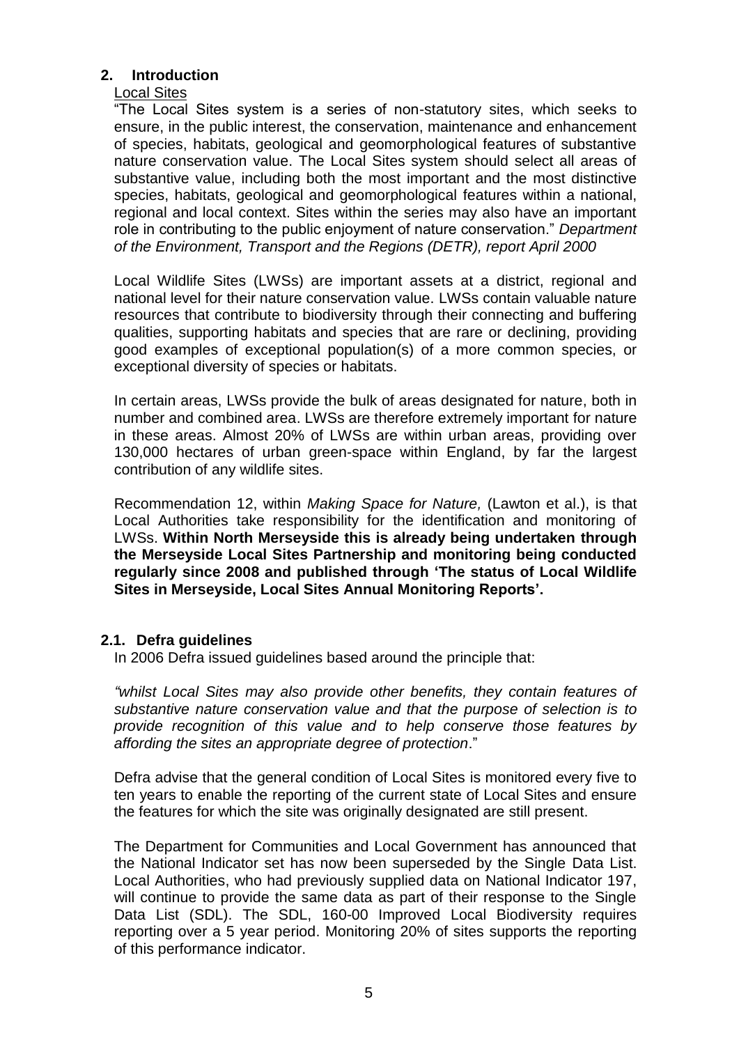## 2. Introduction

Local Sites

"The Local Sites system is a series of non-statutory sites, which seeks to ensure, in the public interest, the conservation, maintenance and enhancement of species, habitats, geological and geomorphological features of substantive nature conservation value. The Local Sites system should select all areas of substantive value, including both the most important and the most distinctive species, habitats, geological and geomorphological features within a national, regional and local context. Sites within the series may also have an important role in contributing to the public enjoyment of nature conservation." *Department of the Environment, Transport and the Regions (DETR), report April 2000*

Local Wildlife Sites (LWSs) are important assets at a district, regional and national level for their nature conservation value. LWSs contain valuable nature resources that contribute to biodiversity through their connecting and buffering qualities, supporting habitats and species that are rare or declining, providing good examples of exceptional population(s) of a more common species, or exceptional diversity of species or habitats.

In certain areas, LWSs provide the bulk of areas designated for nature, both in number and combined area. LWSs are therefore extremely important for nature in these areas. Almost 20% of LWSs are within urban areas, providing over 130,000 hectares of urban green-space within England, by far the largest contribution of any wildlife sites.

Recommendation 12, within *Making Space for Nature,* (Lawton et al.), is that Local Authorities take responsibility for the identification and monitoring of LWSs. **Within North Merseyside this is already being undertaken through the Merseyside Local Sites Partnership and monitoring being conducted regularly since 2008 and published through 'The status of Local Wildlife Sites in Merseyside, Local Sites Annual Monitoring Reports'.**

### 2.1. Defra guidelines

In 2006 Defra issued guidelines based around the principle that:

*"whilst Local Sites may also provide other benefits, they contain features of substantive nature conservation value and that the purpose of selection is to provide recognition of this value and to help conserve those features by affording the sites an appropriate degree of protection*."

Defra advise that the general condition of Local Sites is monitored every five to ten years to enable the reporting of the current state of Local Sites and ensure the features for which the site was originally designated are still present.

The Department for Communities and Local Government has announced that the National Indicator set has now been superseded by the Single Data List. Local Authorities, who had previously supplied data on National Indicator 197, will continue to provide the same data as part of their response to the Single Data List (SDL). The SDL, 160-00 Improved Local Biodiversity requires reporting over a 5 year period. Monitoring 20% of sites supports the reporting of this performance indicator.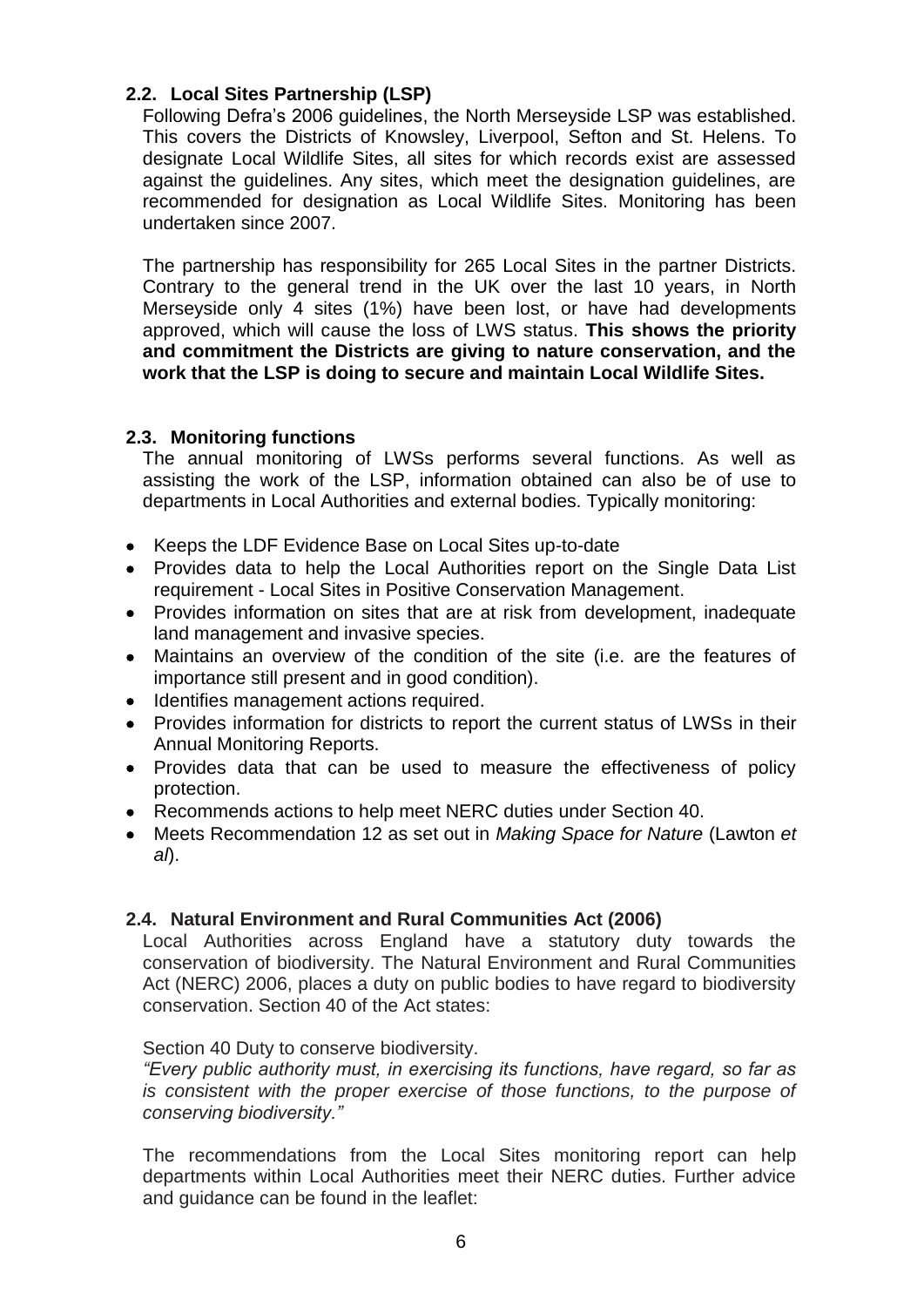### 2.2. Local Sites Partnership (LSP)

Following Defra's 2006 guidelines, the North Merseyside LSP was established. This covers the Districts of Knowsley, Liverpool, Sefton and St. Helens. To designate Local Wildlife Sites, all sites for which records exist are assessed against the guidelines. Any sites, which meet the designation guidelines, are recommended for designation as Local Wildlife Sites. Monitoring has been undertaken since 2007.

The partnership has responsibility for 265 Local Sites in the partner Districts. Contrary to the general trend in the UK over the last 10 years, in North Merseyside only 4 sites (1%) have been lost, or have had developments approved, which will cause the loss of LWS status. **This shows the priority and commitment the Districts are giving to nature conservation, and the work that the LSP is doing to secure and maintain Local Wildlife Sites.**

### 2.3. Monitoring functions

The annual monitoring of LWSs performs several functions. As well as assisting the work of the LSP, information obtained can also be of use to departments in Local Authorities and external bodies. Typically monitoring:

- Keeps the LDF Evidence Base on Local Sites up-to-date
- Provides data to help the Local Authorities report on the Single Data List requirement - Local Sites in Positive Conservation Management.
- Provides information on sites that are at risk from development, inadequate land management and invasive species.
- Maintains an overview of the condition of the site (i.e. are the features of importance still present and in good condition).
- Identifies management actions required.
- Provides information for districts to report the current status of LWSs in their Annual Monitoring Reports.
- Provides data that can be used to measure the effectiveness of policy protection.
- Recommends actions to help meet NERC duties under Section 40.
- Meets Recommendation 12 as set out in *Making Space for Nature* (Lawton *et al*).

### 2.4. Natural Environment and Rural Communities Act (2006)

Local Authorities across England have a statutory duty towards the conservation of biodiversity. The Natural Environment and Rural Communities Act (NERC) 2006, places a duty on public bodies to have regard to biodiversity conservation. Section 40 of the Act states:

Section 40 Duty to conserve biodiversity.

*"Every public authority must, in exercising its functions, have regard, so far as is consistent with the proper exercise of those functions, to the purpose of conserving biodiversity."*

The recommendations from the Local Sites monitoring report can help departments within Local Authorities meet their NERC duties. Further advice and guidance can be found in the leaflet: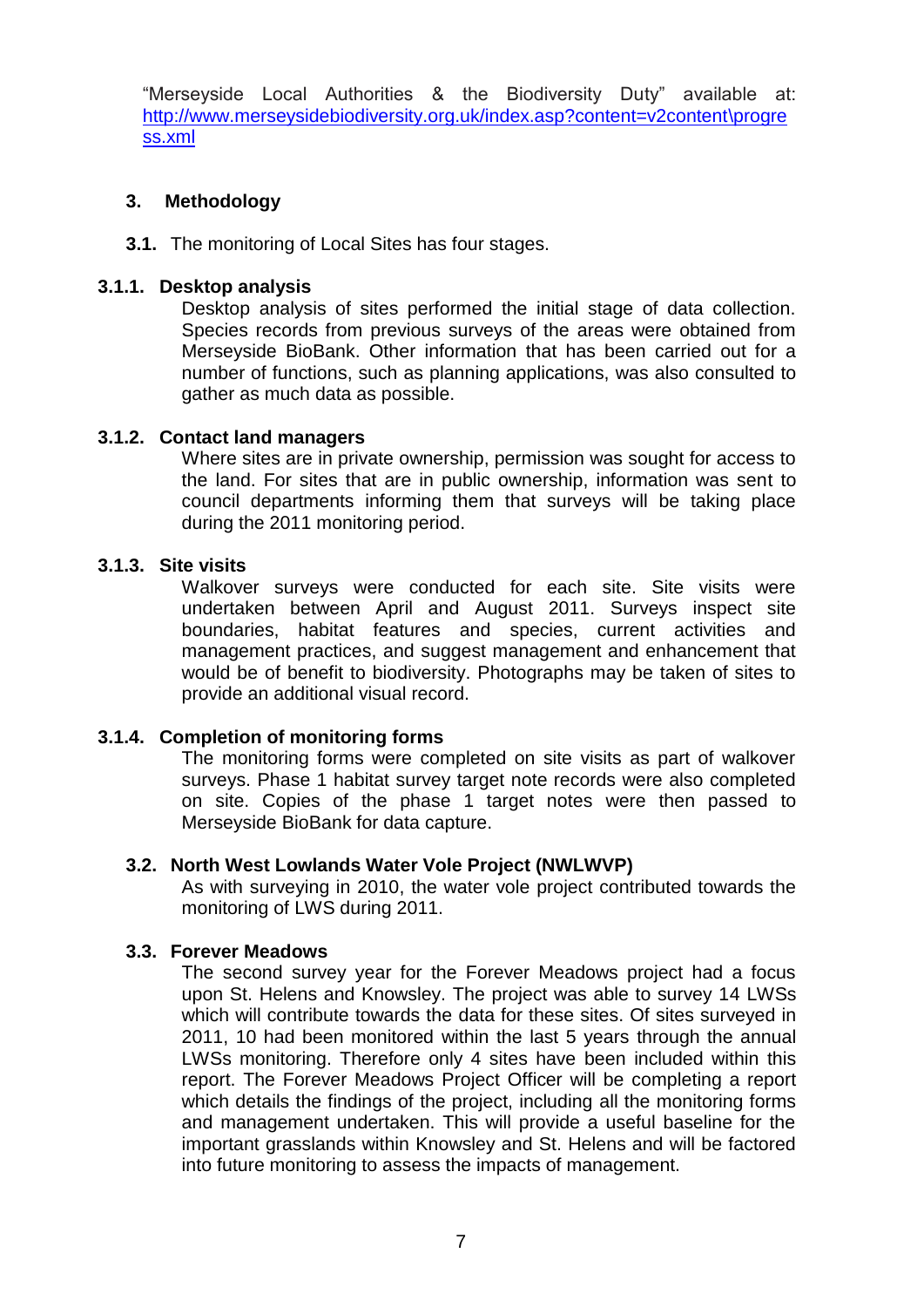"Merseyside Local Authorities & the Biodiversity Duty" available at: http://www.merseysidebiodiversity.org.uk/index.asp?content=v2content\progress.xml

## 3. Methodology

**3.1.** The monitoring of Local Sites has four stages.

### 3.1.1. Desktop analysis

Desktop analysis of sites performed the initial stage of data collection. Species records from previous surveys of the areas were obtained from Merseyside BioBank. Other information that has been carried out for a number of functions, such as planning applications, was also consulted to gather as much data as possible.

### 3.1.2. Contact land managers

Where sites are in private ownership, permission was sought for access to the land. For sites that are in public ownership, information was sent to council departments informing them that surveys will be taking place during the 2011 monitoring period.

### 3.1.3. Site visits

Walkover surveys were conducted for each site. Site visits were undertaken between April and August 2011. Surveys inspect site boundaries, habitat features and species, current activities and management practices, and suggest management and enhancement that would be of benefit to biodiversity. Photographs may be taken of sites to provide an additional visual record.

### 3.1.4. Completion of monitoring forms

The monitoring forms were completed on site visits as part of walkover surveys. Phase 1 habitat survey target note records were also completed on site. Copies of the phase 1 target notes were then passed to Merseyside BioBank for data capture.

### 3.2. North West Lowlands Water Vole Project (NWLWVP)

As with surveying in 2010, the water vole project contributed towards the monitoring of LWS during 2011.

### 3.3. Forever Meadows

The second survey year for the Forever Meadows project had a focus upon St. Helens and Knowsley. The project was able to survey 14 LWSs which will contribute towards the data for these sites. Of sites surveyed in 2011, 10 had been monitored within the last 5 years through the annual LWSs monitoring. Therefore only 4 sites have been included within this report. The Forever Meadows Project Officer will be completing a report which details the findings of the project, including all the monitoring forms and management undertaken. This will provide a useful baseline for the important grasslands within Knowsley and St. Helens and will be factored into future monitoring to assess the impacts of management.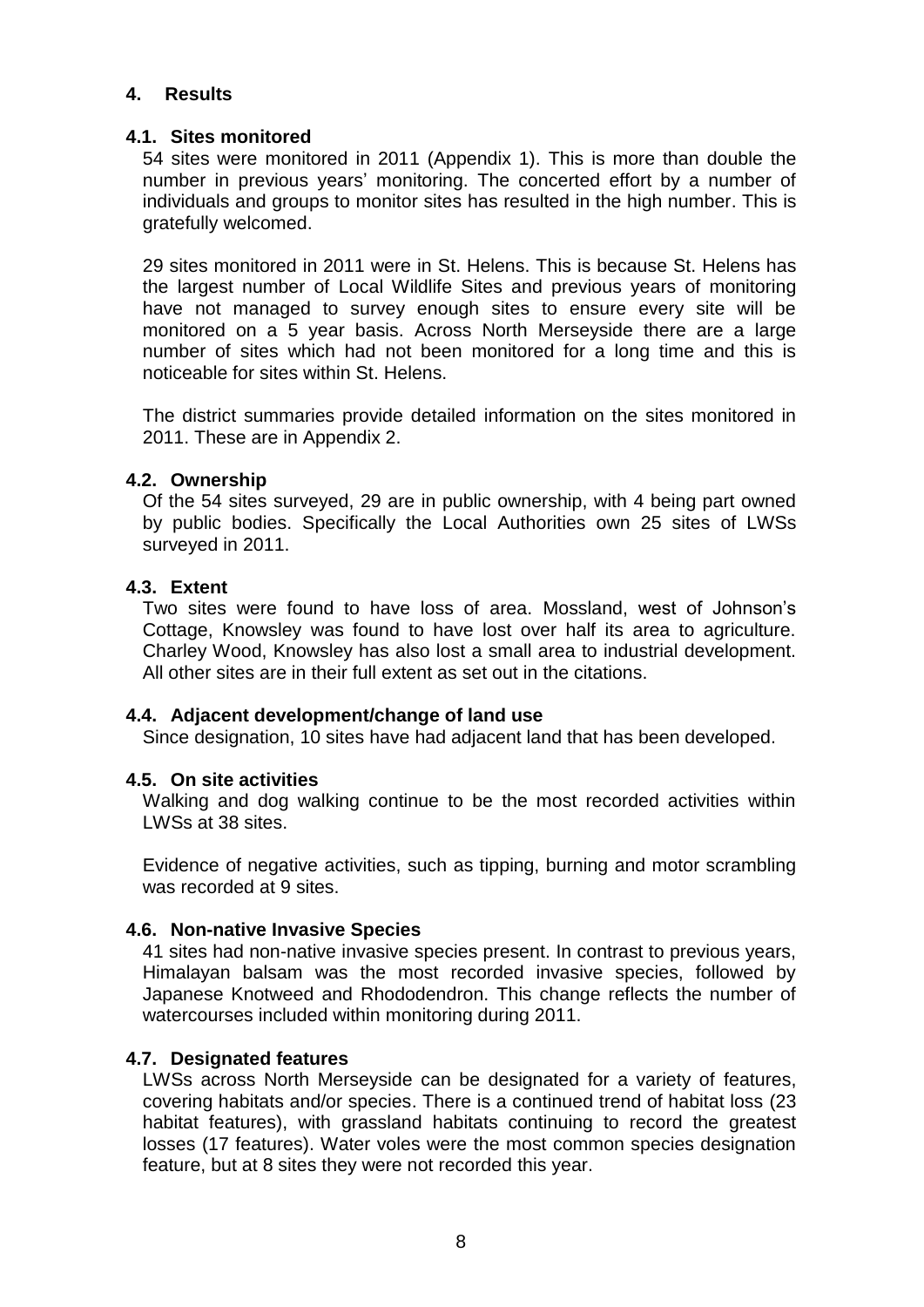# 4. Results

## 4.1. Sites monitored

54 sites were monitored in 2011 (Appendix 1). This is more than double the number in previous years' monitoring. The concerted effort by a number of individuals and groups to monitor sites has resulted in the high number. This is gratefully welcomed.

29 sites monitored in 2011 were in St. Helens. This is because St. Helens has the largest number of Local Wildlife Sites and previous years of monitoring have not managed to survey enough sites to ensure every site will be monitored on a 5 year basis. Across North Merseyside there are a large number of sites which had not been monitored for a long time and this is noticeable for sites within St. Helens.

The district summaries provide detailed information on the sites monitored in 2011. These are in Appendix 2.

## 4.2. Ownership

Of the 54 sites surveyed, 29 are in public ownership, with 4 being part owned by public bodies. Specifically the Local Authorities own 25 sites of LWSs surveyed in 2011.

## 4.3. Extent

Two sites were found to have loss of area. Mossland, west of Johnson's Cottage, Knowsley was found to have lost over half its area to agriculture. Charley Wood, Knowsley has also lost a small area to industrial development. All other sites are in their full extent as set out in the citations.

## 4.4. Adjacent development/change of land use

Since designation, 10 sites have had adjacent land that has been developed.

## 4.5. On site activities

Walking and dog walking continue to be the most recorded activities within LWSs at 38 sites.

Evidence of negative activities, such as tipping, burning and motor scrambling was recorded at 9 sites.

## 4.6. Non-native Invasive Species

41 sites had non-native invasive species present. In contrast to previous years, Himalayan balsam was the most recorded invasive species, followed by Japanese Knotweed and Rhododendron. This change reflects the number of watercourses included within monitoring during 2011.

## 4.7. Designated features

LWSs across North Merseyside can be designated for a variety of features, covering habitats and/or species. There is a continued trend of habitat loss (23 habitat features), with grassland habitats continuing to record the greatest losses (17 features). Water voles were the most common species designation feature, but at 8 sites they were not recorded this year.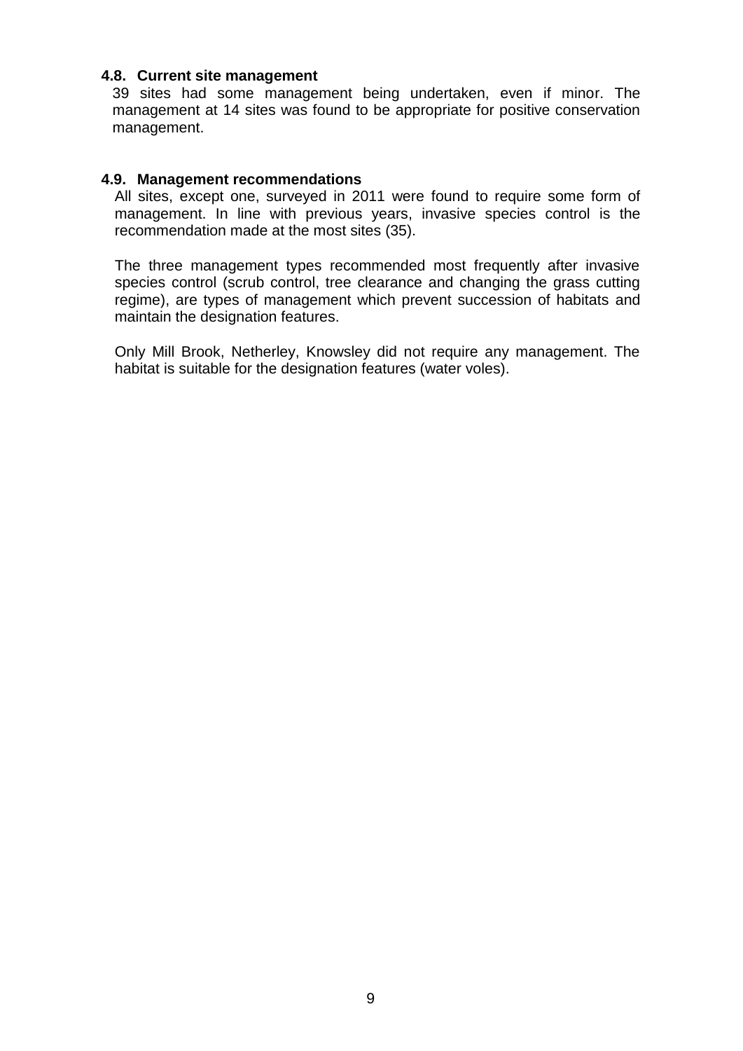### 4.8. Current site management

39 sites had some management being undertaken, even if minor. The management at 14 sites was found to be appropriate for positive conservation management.

### 4.9. Management recommendations

All sites, except one, surveyed in 2011 were found to require some form of management. In line with previous years, invasive species control is the recommendation made at the most sites (35).

The three management types recommended most frequently after invasive species control (scrub control, tree clearance and changing the grass cutting regime), are types of management which prevent succession of habitats and maintain the designation features.

Only Mill Brook, Netherley, Knowsley did not require any management. The habitat is suitable for the designation features (water voles).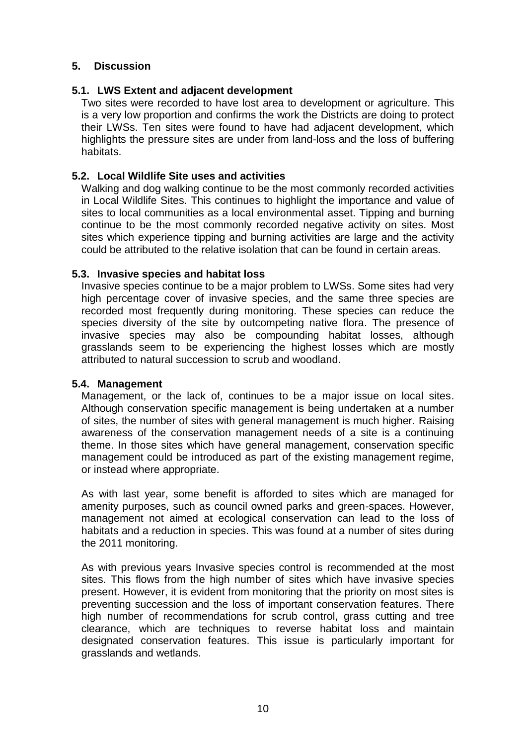## 5. Discussion

### 5.1. LWS Extent and adjacent development

Two sites were recorded to have lost area to development or agriculture. This is a very low proportion and confirms the work the Districts are doing to protect their LWSs. Ten sites were found to have had adjacent development, which highlights the pressure sites are under from land-loss and the loss of buffering habitats.

### 5.2. Local Wildlife Site uses and activities

Walking and dog walking continue to be the most commonly recorded activities in Local Wildlife Sites. This continues to highlight the importance and value of sites to local communities as a local environmental asset. Tipping and burning continue to be the most commonly recorded negative activity on sites. Most sites which experience tipping and burning activities are large and the activity could be attributed to the relative isolation that can be found in certain areas.

### 5.3. Invasive species and habitat loss

Invasive species continue to be a major problem to LWSs. Some sites had very high percentage cover of invasive species, and the same three species are recorded most frequently during monitoring. These species can reduce the species diversity of the site by outcompeting native flora. The presence of invasive species may also be compounding habitat losses, although grasslands seem to be experiencing the highest losses which are mostly attributed to natural succession to scrub and woodland.

### 5.4. Management

Management, or the lack of, continues to be a major issue on local sites. Although conservation specific management is being undertaken at a number of sites, the number of sites with general management is much higher. Raising awareness of the conservation management needs of a site is a continuing theme. In those sites which have general management, conservation specific management could be introduced as part of the existing management regime, or instead where appropriate.

As with last year, some benefit is afforded to sites which are managed for amenity purposes, such as council owned parks and green-spaces. However, management not aimed at ecological conservation can lead to the loss of habitats and a reduction in species. This was found at a number of sites during the 2011 monitoring.

As with previous years Invasive species control is recommended at the most sites. This flows from the high number of sites which have invasive species present. However, it is evident from monitoring that the priority on most sites is preventing succession and the loss of important conservation features. There high number of recommendations for scrub control, grass cutting and tree clearance, which are techniques to reverse habitat loss and maintain designated conservation features. This issue is particularly important for grasslands and wetlands.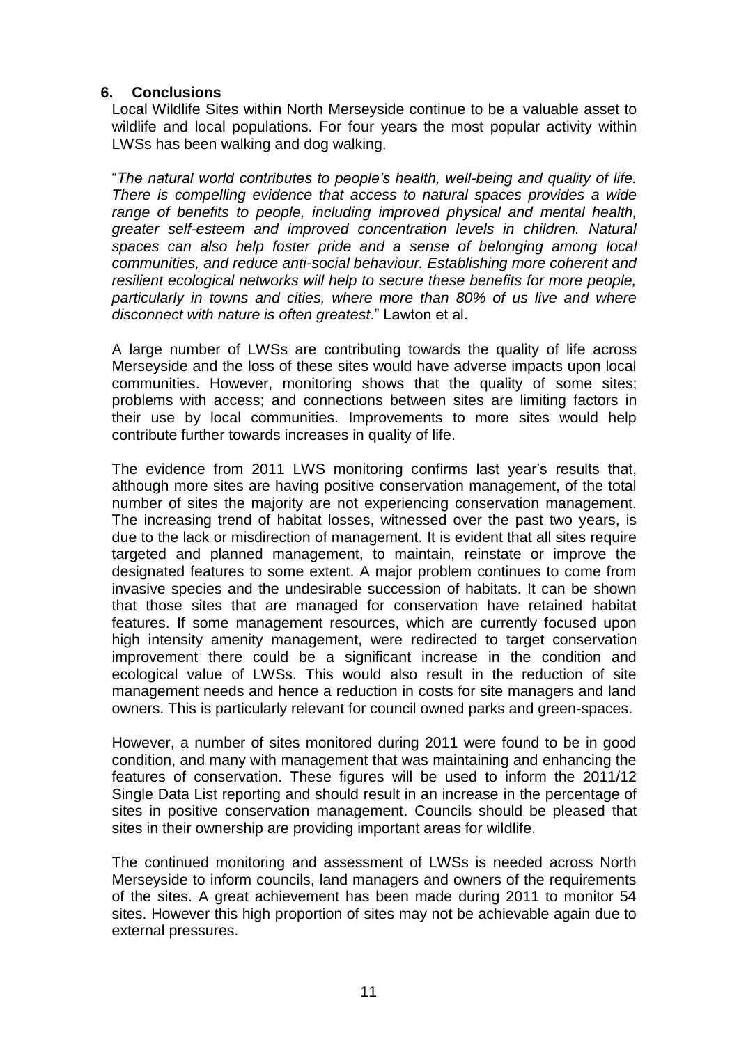## 6. Conclusions

Local Wildlife Sites within North Merseyside continue to be a valuable asset to wildlife and local populations. For four years the most popular activity within LWSs has been walking and dog walking.

"*The natural world contributes to people's health, well-being and quality of life. There is compelling evidence that access to natural spaces provides a wide range of benefits to people, including improved physical and mental health, greater self-esteem and improved concentration levels in children. Natural spaces can also help foster pride and a sense of belonging among local communities, and reduce anti-social behaviour. Establishing more coherent and resilient ecological networks will help to secure these benefits for more people, particularly in towns and cities, where more than 80% of us live and where disconnect with nature is often greatest*." Lawton et al.

A large number of LWSs are contributing towards the quality of life across Merseyside and the loss of these sites would have adverse impacts upon local communities. However, monitoring shows that the quality of some sites; problems with access; and connections between sites are limiting factors in their use by local communities. Improvements to more sites would help contribute further towards increases in quality of life.

The evidence from 2011 LWS monitoring confirms last year's results that, although more sites are having positive conservation management, of the total number of sites the majority are not experiencing conservation management. The increasing trend of habitat losses, witnessed over the past two years, is due to the lack or misdirection of management. It is evident that all sites require targeted and planned management, to maintain, reinstate or improve the designated features to some extent. A major problem continues to come from invasive species and the undesirable succession of habitats. It can be shown that those sites that are managed for conservation have retained habitat features. If some management resources, which are currently focused upon high intensity amenity management, were redirected to target conservation improvement there could be a significant increase in the condition and ecological value of LWSs. This would also result in the reduction of site management needs and hence a reduction in costs for site managers and land owners. This is particularly relevant for council owned parks and green-spaces.

However, a number of sites monitored during 2011 were found to be in good condition, and many with management that was maintaining and enhancing the features of conservation. These figures will be used to inform the 2011/12 Single Data List reporting and should result in an increase in the percentage of sites in positive conservation management. Councils should be pleased that sites in their ownership are providing important areas for wildlife.

The continued monitoring and assessment of LWSs is needed across North Merseyside to inform councils, land managers and owners of the requirements of the sites. A great achievement has been made during 2011 to monitor 54 sites. However this high proportion of sites may not be achievable again due to external pressures.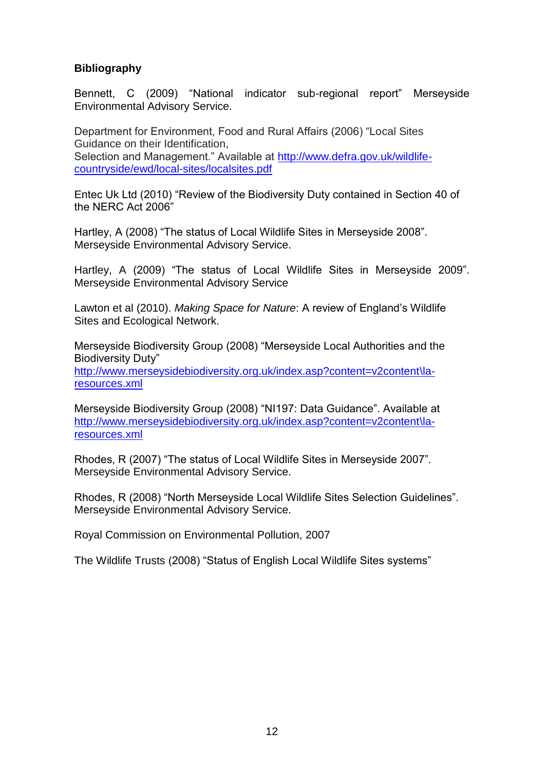**Bibliography**

Bennett, C (2009) "National indicator sub-regional report" Merseyside Environmental Advisory Service.

Department for Environment, Food and Rural Affairs (2006) "Local Sites Guidance on their Identification,
Selection and Management." Available at http://www.defra.gov.uk/wildlife-countryside/ewd/local-sites/localsites.pdf

Entec Uk Ltd (2010) "Review of the Biodiversity Duty contained in Section 40 of the NERC Act 2006"

Hartley, A (2008) "The status of Local Wildlife Sites in Merseyside 2008". Merseyside Environmental Advisory Service.

Hartley, A (2009) "The status of Local Wildlife Sites in Merseyside 2009". Merseyside Environmental Advisory Service

Lawton et al (2010). *Making Space for Nature*: A review of England's Wildlife Sites and Ecological Network.

Merseyside Biodiversity Group (2008) "Merseyside Local Authorities and the Biodiversity Duty"
http://www.merseysidebiodiversity.org.uk/index.asp?content=v2content\la-resources.xml

Merseyside Biodiversity Group (2008) "NI197: Data Guidance". Available at http://www.merseysidebiodiversity.org.uk/index.asp?content=v2content\la-resources.xml

Rhodes, R (2007) "The status of Local Wildlife Sites in Merseyside 2007". Merseyside Environmental Advisory Service.

Rhodes, R (2008) "North Merseyside Local Wildlife Sites Selection Guidelines". Merseyside Environmental Advisory Service.

Royal Commission on Environmental Pollution, 2007

The Wildlife Trusts (2008) "Status of English Local Wildlife Sites systems"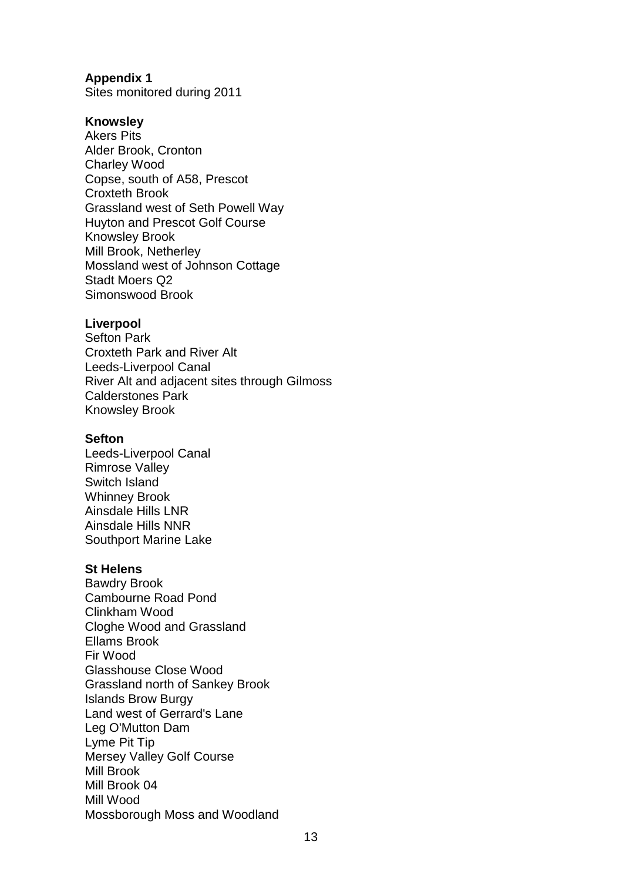**Appendix 1**

Sites monitored during 2011

**Knowsley**

Akers Pits
Alder Brook, Cronton
Charley Wood
Copse, south of A58, Prescot
Croxteth Brook
Grassland west of Seth Powell Way
Huyton and Prescot Golf Course
Knowsley Brook
Mill Brook, Netherley
Mossland west of Johnson Cottage
Stadt Moers Q2
Simonswood Brook

**Liverpool**

Sefton Park
Croxteth Park and River Alt
Leeds-Liverpool Canal
River Alt and adjacent sites through Gilmoss
Calderstones Park
Knowsley Brook

**Sefton**

Leeds-Liverpool Canal
Rimrose Valley
Switch Island
Whinney Brook
Ainsdale Hills LNR
Ainsdale Hills NNR
Southport Marine Lake

**St Helens**

Bawdry Brook
Cambourne Road Pond
Clinkham Wood
Cloghe Wood and Grassland
Ellams Brook
Fir Wood
Glasshouse Close Wood
Grassland north of Sankey Brook
Islands Brow Burgy
Land west of Gerrard's Lane
Leg O'Mutton Dam
Lyme Pit Tip
Mersey Valley Golf Course
Mill Brook
Mill Brook 04
Mill Wood
Mossborough Moss and Woodland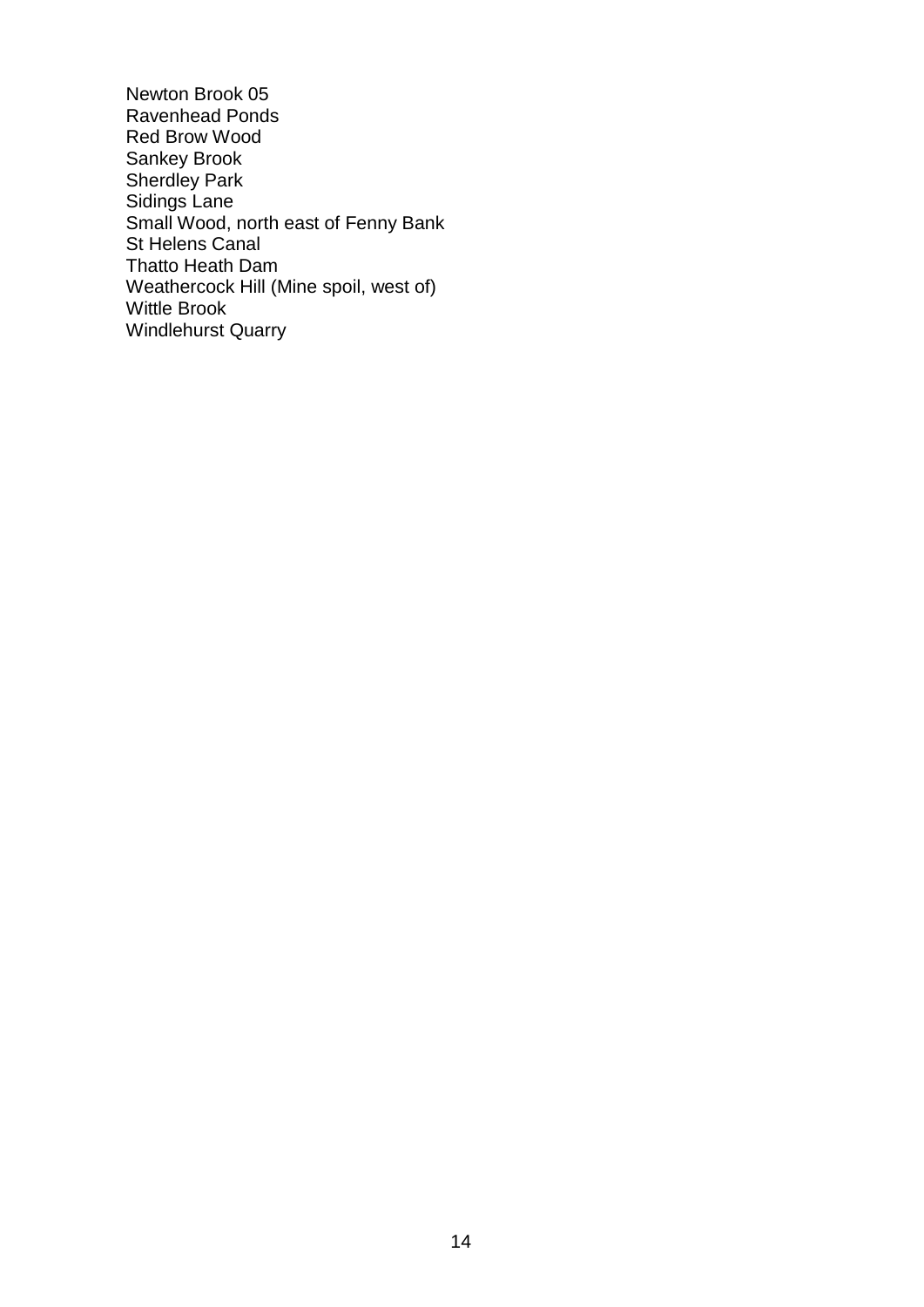Newton Brook 05
Ravenhead Ponds
Red Brow Wood
Sankey Brook
Sherdley Park
Sidings Lane
Small Wood, north east of Fenny Bank
St Helens Canal
Thatto Heath Dam
Weathercock Hill (Mine spoil, west of)
Wittle Brook
Windlehurst Quarry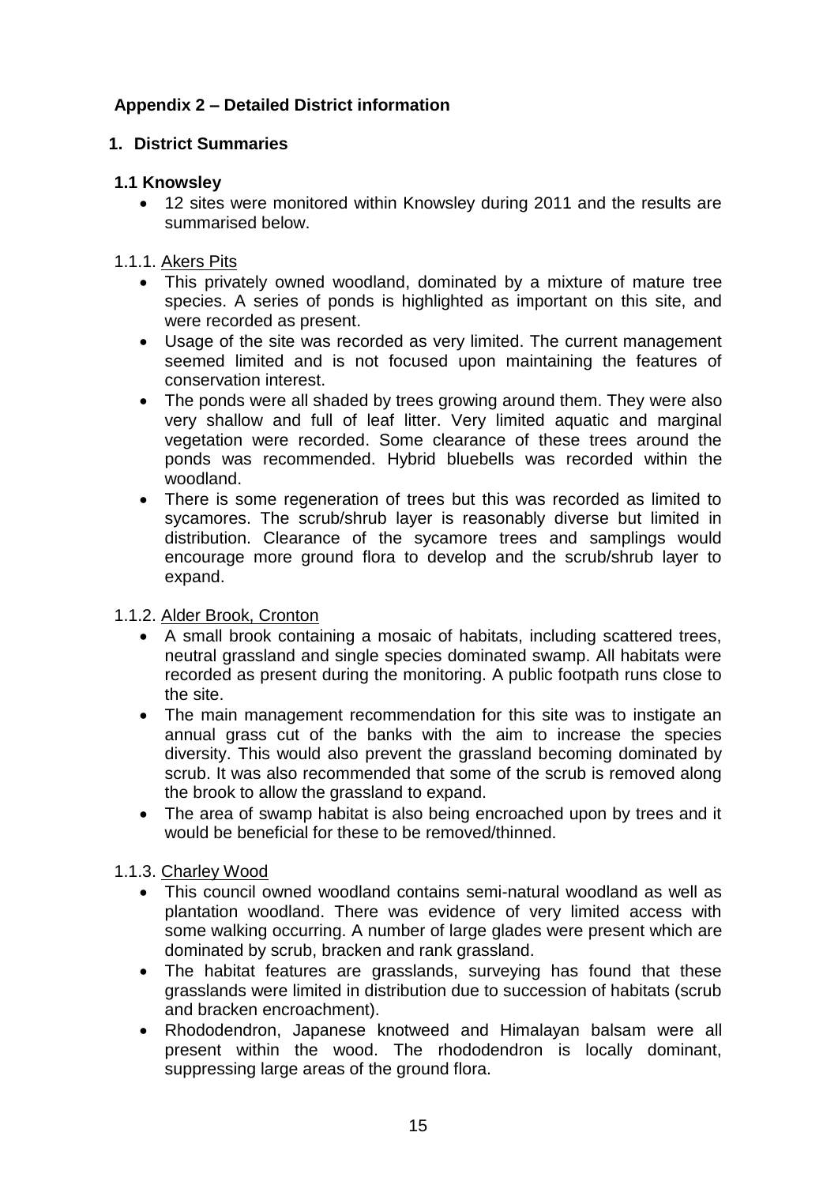## Appendix 2 – Detailed District information

### 1. District Summaries

#### 1.1 Knowsley

- 12 sites were monitored within Knowsley during 2011 and the results are summarised below.

1.1.1. Akers Pits

- This privately owned woodland, dominated by a mixture of mature tree species. A series of ponds is highlighted as important on this site, and were recorded as present.
- Usage of the site was recorded as very limited. The current management seemed limited and is not focused upon maintaining the features of conservation interest.
- The ponds were all shaded by trees growing around them. They were also very shallow and full of leaf litter. Very limited aquatic and marginal vegetation were recorded. Some clearance of these trees around the ponds was recommended. Hybrid bluebells was recorded within the woodland.
- There is some regeneration of trees but this was recorded as limited to sycamores. The scrub/shrub layer is reasonably diverse but limited in distribution. Clearance of the sycamore trees and samplings would encourage more ground flora to develop and the scrub/shrub layer to expand.

1.1.2. Alder Brook, Cronton

- A small brook containing a mosaic of habitats, including scattered trees, neutral grassland and single species dominated swamp. All habitats were recorded as present during the monitoring. A public footpath runs close to the site.
- The main management recommendation for this site was to instigate an annual grass cut of the banks with the aim to increase the species diversity. This would also prevent the grassland becoming dominated by scrub. It was also recommended that some of the scrub is removed along the brook to allow the grassland to expand.
- The area of swamp habitat is also being encroached upon by trees and it would be beneficial for these to be removed/thinned.

1.1.3. Charley Wood

- This council owned woodland contains semi-natural woodland as well as plantation woodland. There was evidence of very limited access with some walking occurring. A number of large glades were present which are dominated by scrub, bracken and rank grassland.
- The habitat features are grasslands, surveying has found that these grasslands were limited in distribution due to succession of habitats (scrub and bracken encroachment).
- Rhododendron, Japanese knotweed and Himalayan balsam were all present within the wood. The rhododendron is locally dominant, suppressing large areas of the ground flora.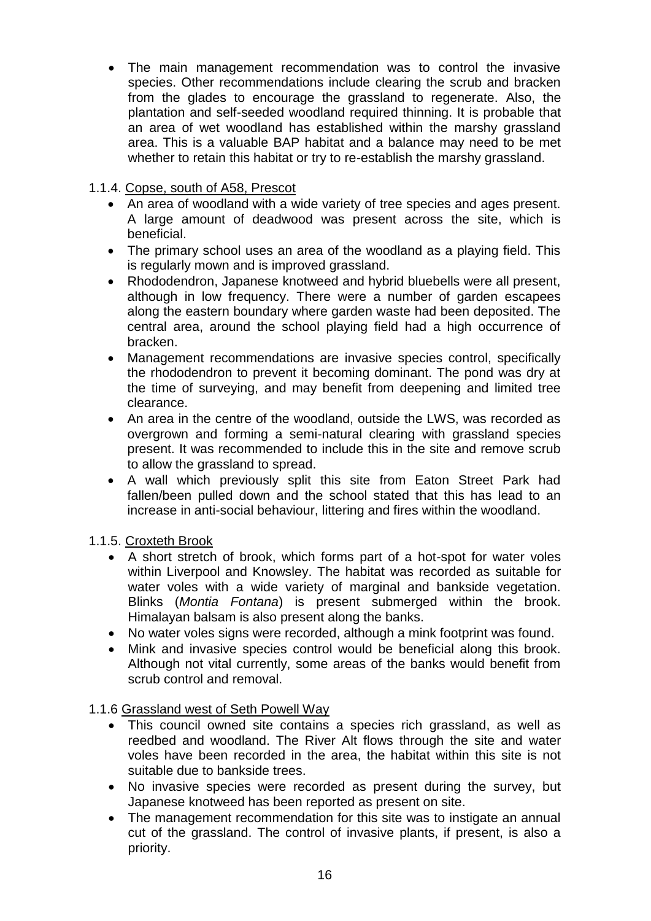- The main management recommendation was to control the invasive species. Other recommendations include clearing the scrub and bracken from the glades to encourage the grassland to regenerate. Also, the plantation and self-seeded woodland required thinning. It is probable that an area of wet woodland has established within the marshy grassland area. This is a valuable BAP habitat and a balance may need to be met whether to retain this habitat or try to re-establish the marshy grassland.

1.1.4. Copse, south of A58, Prescot

- An area of woodland with a wide variety of tree species and ages present. A large amount of deadwood was present across the site, which is beneficial.
- The primary school uses an area of the woodland as a playing field. This is regularly mown and is improved grassland.
- Rhododendron, Japanese knotweed and hybrid bluebells were all present, although in low frequency. There were a number of garden escapees along the eastern boundary where garden waste had been deposited. The central area, around the school playing field had a high occurrence of bracken.
- Management recommendations are invasive species control, specifically the rhododendron to prevent it becoming dominant. The pond was dry at the time of surveying, and may benefit from deepening and limited tree clearance.
- An area in the centre of the woodland, outside the LWS, was recorded as overgrown and forming a semi-natural clearing with grassland species present. It was recommended to include this in the site and remove scrub to allow the grassland to spread.
- A wall which previously split this site from Eaton Street Park had fallen/been pulled down and the school stated that this has lead to an increase in anti-social behaviour, littering and fires within the woodland.

1.1.5. Croxteth Brook

- A short stretch of brook, which forms part of a hot-spot for water voles within Liverpool and Knowsley. The habitat was recorded as suitable for water voles with a wide variety of marginal and bankside vegetation. Blinks (*Montia Fontana*) is present submerged within the brook. Himalayan balsam is also present along the banks.
- No water voles signs were recorded, although a mink footprint was found.
- Mink and invasive species control would be beneficial along this brook. Although not vital currently, some areas of the banks would benefit from scrub control and removal.

1.1.6 Grassland west of Seth Powell Way

- This council owned site contains a species rich grassland, as well as reedbed and woodland. The River Alt flows through the site and water voles have been recorded in the area, the habitat within this site is not suitable due to bankside trees.
- No invasive species were recorded as present during the survey, but Japanese knotweed has been reported as present on site.
- The management recommendation for this site was to instigate an annual cut of the grassland. The control of invasive plants, if present, is also a priority.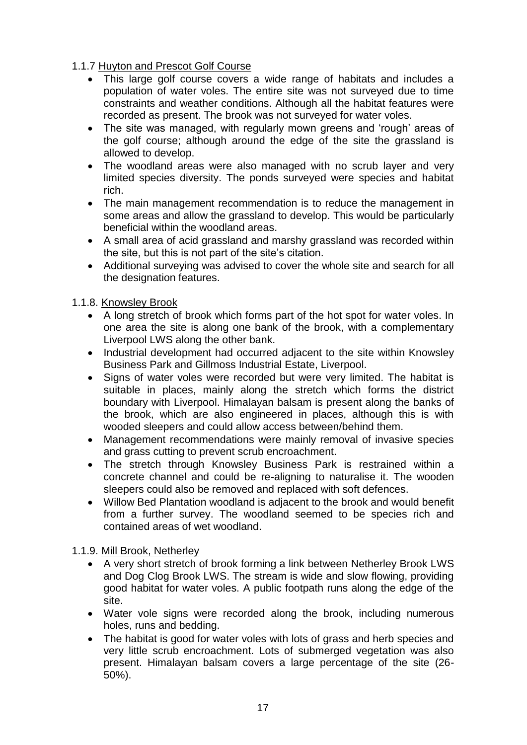1.1.7 Huyton and Prescot Golf Course

- This large golf course covers a wide range of habitats and includes a population of water voles. The entire site was not surveyed due to time constraints and weather conditions. Although all the habitat features were recorded as present. The brook was not surveyed for water voles.
- The site was managed, with regularly mown greens and 'rough' areas of the golf course; although around the edge of the site the grassland is allowed to develop.
- The woodland areas were also managed with no scrub layer and very limited species diversity. The ponds surveyed were species and habitat rich.
- The main management recommendation is to reduce the management in some areas and allow the grassland to develop. This would be particularly beneficial within the woodland areas.
- A small area of acid grassland and marshy grassland was recorded within the site, but this is not part of the site's citation.
- Additional surveying was advised to cover the whole site and search for all the designation features.

1.1.8. Knowsley Brook

- A long stretch of brook which forms part of the hot spot for water voles. In one area the site is along one bank of the brook, with a complementary Liverpool LWS along the other bank.
- Industrial development had occurred adjacent to the site within Knowsley Business Park and Gillmoss Industrial Estate, Liverpool.
- Signs of water voles were recorded but were very limited. The habitat is suitable in places, mainly along the stretch which forms the district boundary with Liverpool. Himalayan balsam is present along the banks of the brook, which are also engineered in places, although this is with wooded sleepers and could allow access between/behind them.
- Management recommendations were mainly removal of invasive species and grass cutting to prevent scrub encroachment.
- The stretch through Knowsley Business Park is restrained within a concrete channel and could be re-aligning to naturalise it. The wooden sleepers could also be removed and replaced with soft defences.
- Willow Bed Plantation woodland is adjacent to the brook and would benefit from a further survey. The woodland seemed to be species rich and contained areas of wet woodland.

1.1.9. Mill Brook, Netherley

- A very short stretch of brook forming a link between Netherley Brook LWS and Dog Clog Brook LWS. The stream is wide and slow flowing, providing good habitat for water voles. A public footpath runs along the edge of the site.
- Water vole signs were recorded along the brook, including numerous holes, runs and bedding.
- The habitat is good for water voles with lots of grass and herb species and very little scrub encroachment. Lots of submerged vegetation was also present. Himalayan balsam covers a large percentage of the site (26-50%).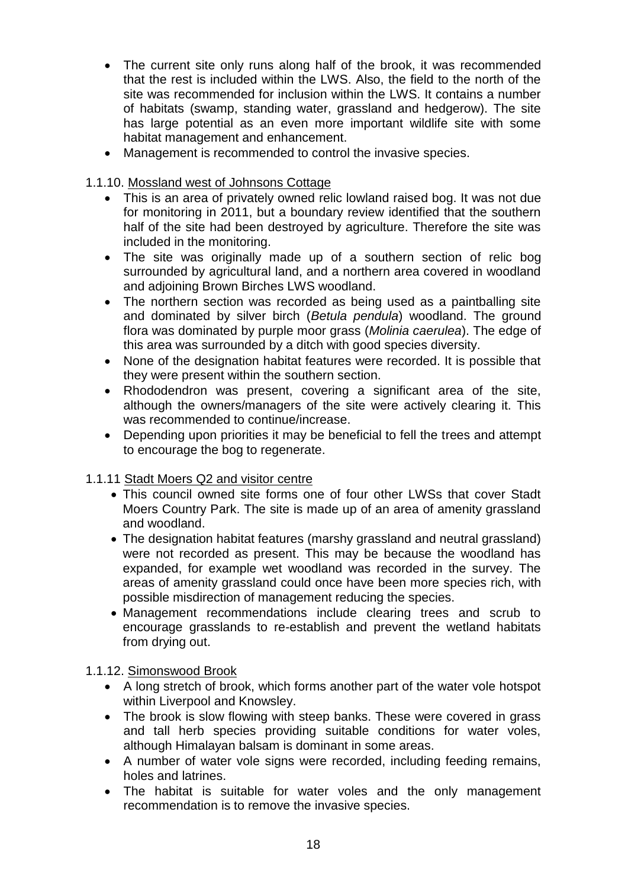- The current site only runs along half of the brook, it was recommended that the rest is included within the LWS. Also, the field to the north of the site was recommended for inclusion within the LWS. It contains a number of habitats (swamp, standing water, grassland and hedgerow). The site has large potential as an even more important wildlife site with some habitat management and enhancement.
- Management is recommended to control the invasive species.

1.1.10. Mossland west of Johnsons Cottage

- This is an area of privately owned relic lowland raised bog. It was not due for monitoring in 2011, but a boundary review identified that the southern half of the site had been destroyed by agriculture. Therefore the site was included in the monitoring.
- The site was originally made up of a southern section of relic bog surrounded by agricultural land, and a northern area covered in woodland and adjoining Brown Birches LWS woodland.
- The northern section was recorded as being used as a paintballing site and dominated by silver birch (*Betula pendula*) woodland. The ground flora was dominated by purple moor grass (*Molinia caerulea*). The edge of this area was surrounded by a ditch with good species diversity.
- None of the designation habitat features were recorded. It is possible that they were present within the southern section.
- Rhododendron was present, covering a significant area of the site, although the owners/managers of the site were actively clearing it. This was recommended to continue/increase.
- Depending upon priorities it may be beneficial to fell the trees and attempt to encourage the bog to regenerate.

1.1.11 Stadt Moers Q2 and visitor centre

- This council owned site forms one of four other LWSs that cover Stadt Moers Country Park. The site is made up of an area of amenity grassland and woodland.
- The designation habitat features (marshy grassland and neutral grassland) were not recorded as present. This may be because the woodland has expanded, for example wet woodland was recorded in the survey. The areas of amenity grassland could once have been more species rich, with possible misdirection of management reducing the species.
- Management recommendations include clearing trees and scrub to encourage grasslands to re-establish and prevent the wetland habitats from drying out.

1.1.12. Simonswood Brook

- A long stretch of brook, which forms another part of the water vole hotspot within Liverpool and Knowsley.
- The brook is slow flowing with steep banks. These were covered in grass and tall herb species providing suitable conditions for water voles, although Himalayan balsam is dominant in some areas.
- A number of water vole signs were recorded, including feeding remains, holes and latrines.
- The habitat is suitable for water voles and the only management recommendation is to remove the invasive species.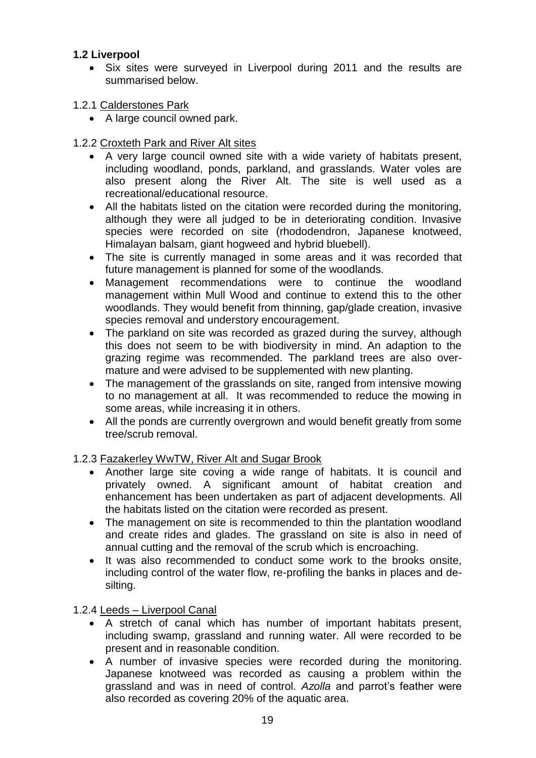## 1.2 Liverpool

- Six sites were surveyed in Liverpool during 2011 and the results are summarised below.

1.2.1 Calderstones Park

- A large council owned park.

1.2.2 Croxteth Park and River Alt sites

- A very large council owned site with a wide variety of habitats present, including woodland, ponds, parkland, and grasslands. Water voles are also present along the River Alt. The site is well used as a recreational/educational resource.
- All the habitats listed on the citation were recorded during the monitoring, although they were all judged to be in deteriorating condition. Invasive species were recorded on site (rhododendron, Japanese knotweed, Himalayan balsam, giant hogweed and hybrid bluebell).
- The site is currently managed in some areas and it was recorded that future management is planned for some of the woodlands.
- Management recommendations were to continue the woodland management within Mull Wood and continue to extend this to the other woodlands. They would benefit from thinning, gap/glade creation, invasive species removal and understory encouragement.
- The parkland on site was recorded as grazed during the survey, although this does not seem to be with biodiversity in mind. An adaption to the grazing regime was recommended. The parkland trees are also over-mature and were advised to be supplemented with new planting.
- The management of the grasslands on site, ranged from intensive mowing to no management at all. It was recommended to reduce the mowing in some areas, while increasing it in others.
- All the ponds are currently overgrown and would benefit greatly from some tree/scrub removal.

1.2.3 Fazakerley WwTW, River Alt and Sugar Brook

- Another large site coving a wide range of habitats. It is council and privately owned. A significant amount of habitat creation and enhancement has been undertaken as part of adjacent developments. All the habitats listed on the citation were recorded as present.
- The management on site is recommended to thin the plantation woodland and create rides and glades. The grassland on site is also in need of annual cutting and the removal of the scrub which is encroaching.
- It was also recommended to conduct some work to the brooks onsite, including control of the water flow, re-profiling the banks in places and de-silting.

1.2.4 Leeds – Liverpool Canal

- A stretch of canal which has number of important habitats present, including swamp, grassland and running water. All were recorded to be present and in reasonable condition.
- A number of invasive species were recorded during the monitoring. Japanese knotweed was recorded as causing a problem within the grassland and was in need of control. *Azolla* and parrot's feather were also recorded as covering 20% of the aquatic area.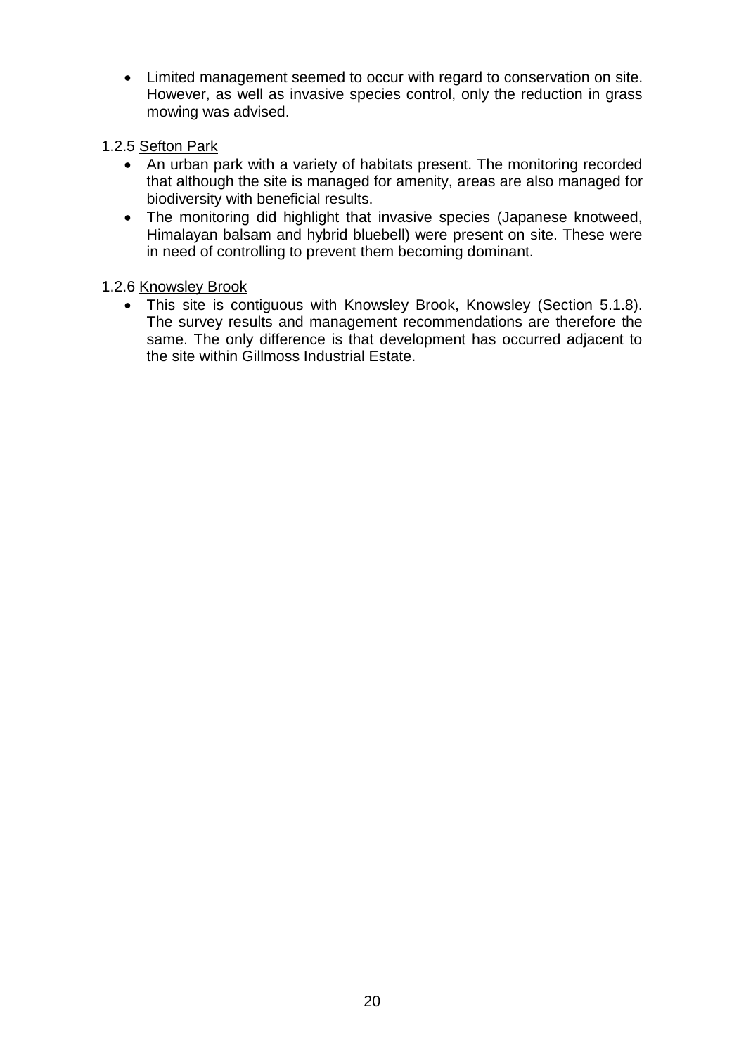- Limited management seemed to occur with regard to conservation on site. However, as well as invasive species control, only the reduction in grass mowing was advised.

1.2.5 Sefton Park

- An urban park with a variety of habitats present. The monitoring recorded that although the site is managed for amenity, areas are also managed for biodiversity with beneficial results.
- The monitoring did highlight that invasive species (Japanese knotweed, Himalayan balsam and hybrid bluebell) were present on site. These were in need of controlling to prevent them becoming dominant.

1.2.6 Knowsley Brook

- This site is contiguous with Knowsley Brook, Knowsley (Section 5.1.8). The survey results and management recommendations are therefore the same. The only difference is that development has occurred adjacent to the site within Gillmoss Industrial Estate.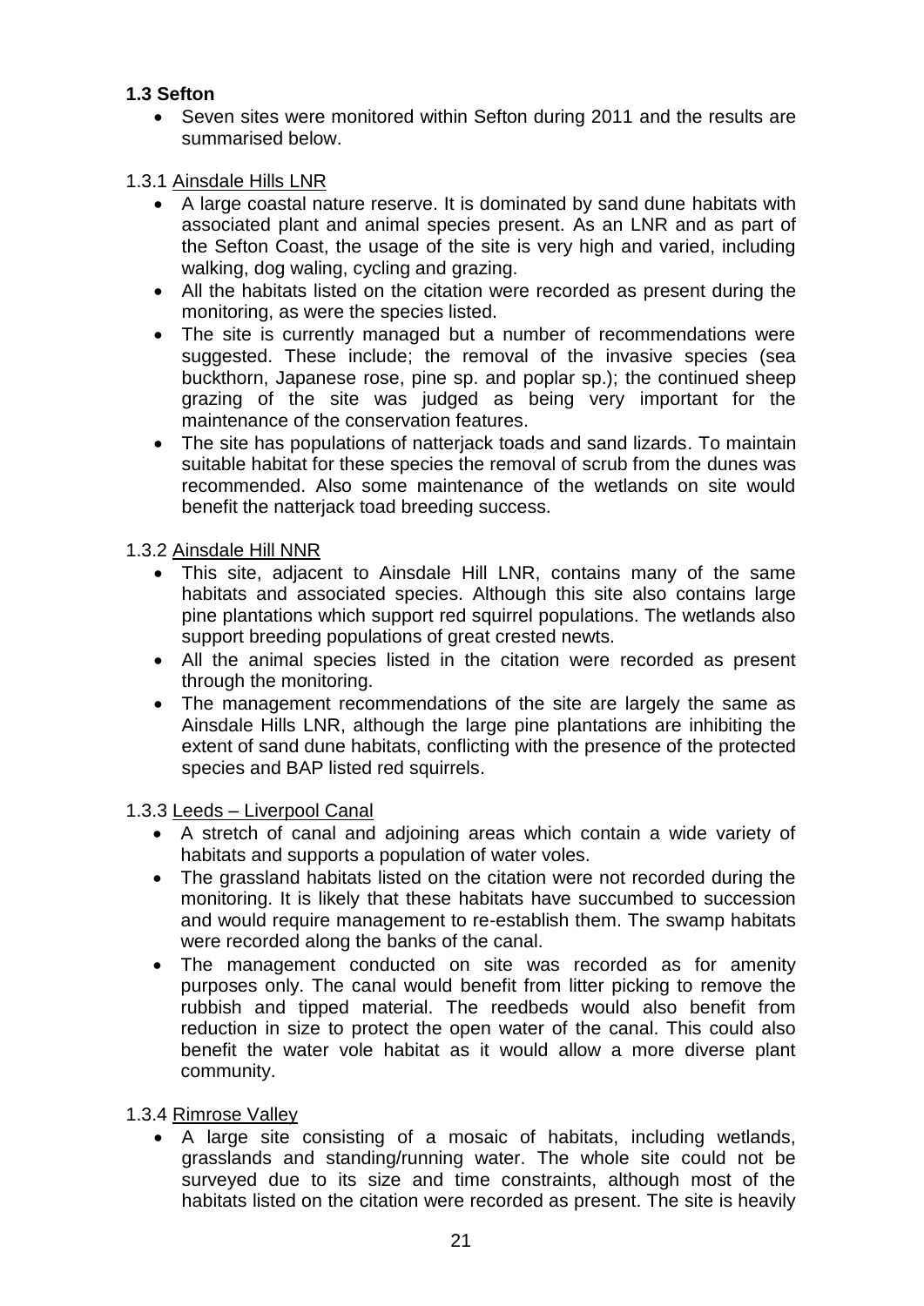## 1.3 Sefton

- Seven sites were monitored within Sefton during 2011 and the results are summarised below.

1.3.1 Ainsdale Hills LNR

- A large coastal nature reserve. It is dominated by sand dune habitats with associated plant and animal species present. As an LNR and as part of the Sefton Coast, the usage of the site is very high and varied, including walking, dog waling, cycling and grazing.
- All the habitats listed on the citation were recorded as present during the monitoring, as were the species listed.
- The site is currently managed but a number of recommendations were suggested. These include; the removal of the invasive species (sea buckthorn, Japanese rose, pine sp. and poplar sp.); the continued sheep grazing of the site was judged as being very important for the maintenance of the conservation features.
- The site has populations of natterjack toads and sand lizards. To maintain suitable habitat for these species the removal of scrub from the dunes was recommended. Also some maintenance of the wetlands on site would benefit the natterjack toad breeding success.

1.3.2 Ainsdale Hill NNR

- This site, adjacent to Ainsdale Hill LNR, contains many of the same habitats and associated species. Although this site also contains large pine plantations which support red squirrel populations. The wetlands also support breeding populations of great crested newts.
- All the animal species listed in the citation were recorded as present through the monitoring.
- The management recommendations of the site are largely the same as Ainsdale Hills LNR, although the large pine plantations are inhibiting the extent of sand dune habitats, conflicting with the presence of the protected species and BAP listed red squirrels.

1.3.3 Leeds – Liverpool Canal

- A stretch of canal and adjoining areas which contain a wide variety of habitats and supports a population of water voles.
- The grassland habitats listed on the citation were not recorded during the monitoring. It is likely that these habitats have succumbed to succession and would require management to re-establish them. The swamp habitats were recorded along the banks of the canal.
- The management conducted on site was recorded as for amenity purposes only. The canal would benefit from litter picking to remove the rubbish and tipped material. The reedbeds would also benefit from reduction in size to protect the open water of the canal. This could also benefit the water vole habitat as it would allow a more diverse plant community.

1.3.4 Rimrose Valley

- A large site consisting of a mosaic of habitats, including wetlands, grasslands and standing/running water. The whole site could not be surveyed due to its size and time constraints, although most of the habitats listed on the citation were recorded as present. The site is heavily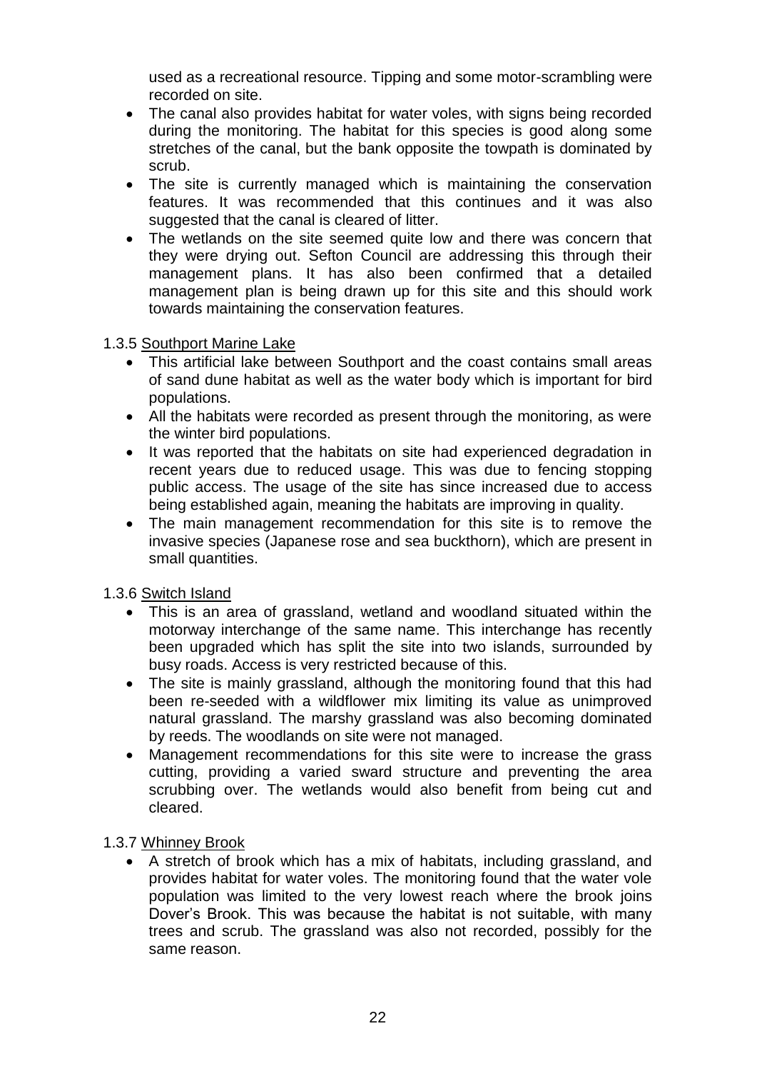used as a recreational resource. Tipping and some motor-scrambling were recorded on site.

- The canal also provides habitat for water voles, with signs being recorded during the monitoring. The habitat for this species is good along some stretches of the canal, but the bank opposite the towpath is dominated by scrub.
- The site is currently managed which is maintaining the conservation features. It was recommended that this continues and it was also suggested that the canal is cleared of litter.
- The wetlands on the site seemed quite low and there was concern that they were drying out. Sefton Council are addressing this through their management plans. It has also been confirmed that a detailed management plan is being drawn up for this site and this should work towards maintaining the conservation features.

1.3.5 Southport Marine Lake

- This artificial lake between Southport and the coast contains small areas of sand dune habitat as well as the water body which is important for bird populations.
- All the habitats were recorded as present through the monitoring, as were the winter bird populations.
- It was reported that the habitats on site had experienced degradation in recent years due to reduced usage. This was due to fencing stopping public access. The usage of the site has since increased due to access being established again, meaning the habitats are improving in quality.
- The main management recommendation for this site is to remove the invasive species (Japanese rose and sea buckthorn), which are present in small quantities.

1.3.6 Switch Island

- This is an area of grassland, wetland and woodland situated within the motorway interchange of the same name. This interchange has recently been upgraded which has split the site into two islands, surrounded by busy roads. Access is very restricted because of this.
- The site is mainly grassland, although the monitoring found that this had been re-seeded with a wildflower mix limiting its value as unimproved natural grassland. The marshy grassland was also becoming dominated by reeds. The woodlands on site were not managed.
- Management recommendations for this site were to increase the grass cutting, providing a varied sward structure and preventing the area scrubbing over. The wetlands would also benefit from being cut and cleared.

1.3.7 Whinney Brook

- A stretch of brook which has a mix of habitats, including grassland, and provides habitat for water voles. The monitoring found that the water vole population was limited to the very lowest reach where the brook joins Dover's Brook. This was because the habitat is not suitable, with many trees and scrub. The grassland was also not recorded, possibly for the same reason.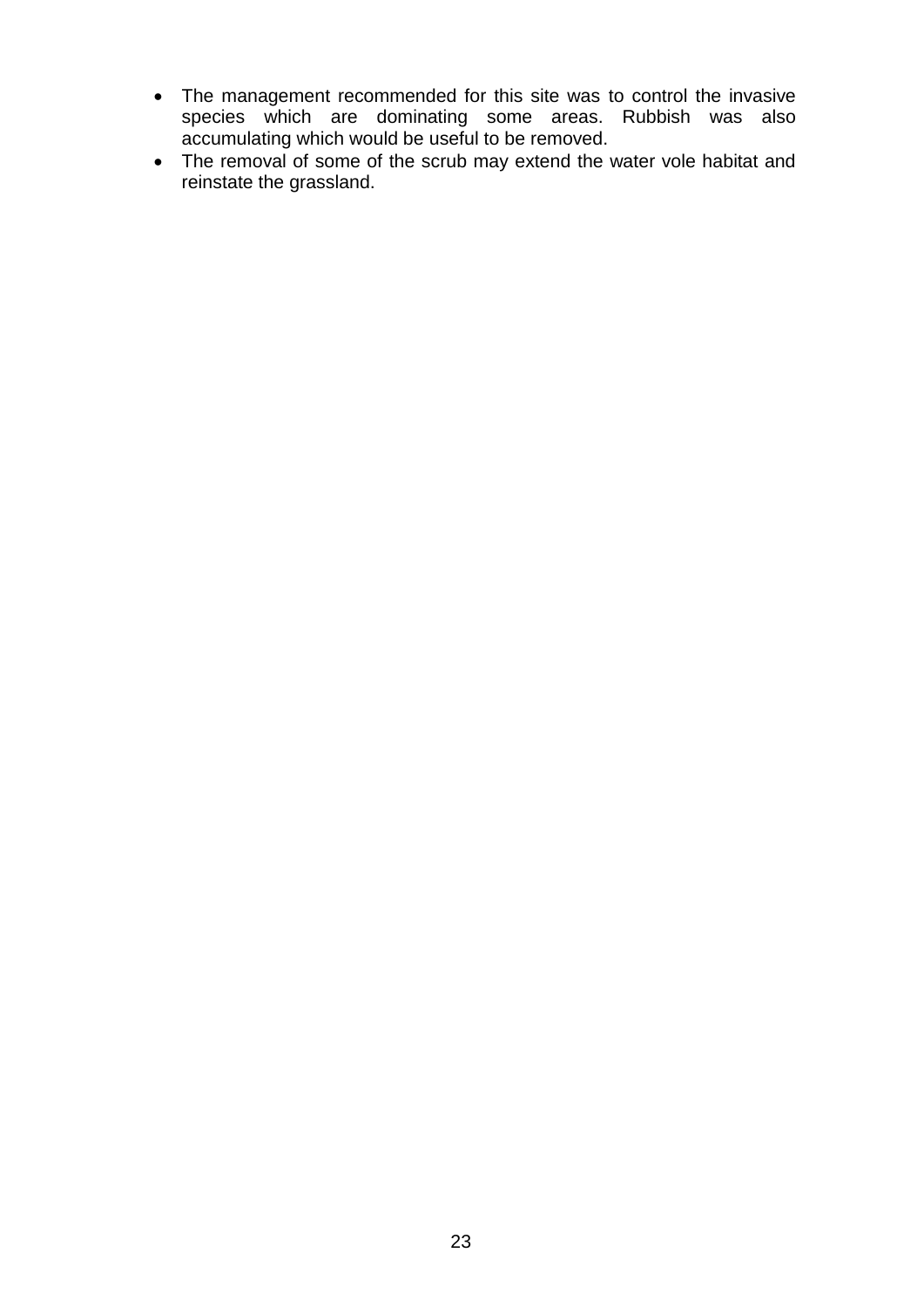- The management recommended for this site was to control the invasive species which are dominating some areas. Rubbish was also accumulating which would be useful to be removed.
- The removal of some of the scrub may extend the water vole habitat and reinstate the grassland.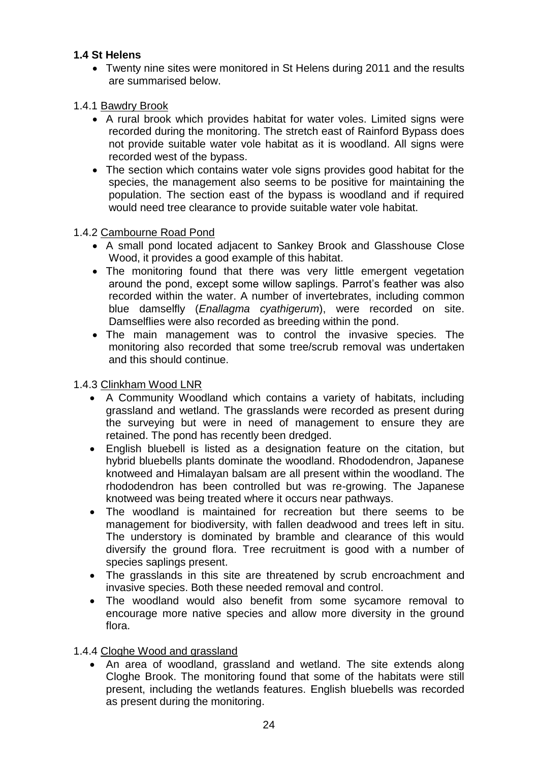## 1.4 St Helens

- Twenty nine sites were monitored in St Helens during 2011 and the results are summarised below.

### 1.4.1 Bawdry Brook

- A rural brook which provides habitat for water voles. Limited signs were recorded during the monitoring. The stretch east of Rainford Bypass does not provide suitable water vole habitat as it is woodland. All signs were recorded west of the bypass.
- The section which contains water vole signs provides good habitat for the species, the management also seems to be positive for maintaining the population. The section east of the bypass is woodland and if required would need tree clearance to provide suitable water vole habitat.

### 1.4.2 Cambourne Road Pond

- A small pond located adjacent to Sankey Brook and Glasshouse Close Wood, it provides a good example of this habitat.
- The monitoring found that there was very little emergent vegetation around the pond, except some willow saplings. Parrot's feather was also recorded within the water. A number of invertebrates, including common blue damselfly (*Enallagma cyathigerum*), were recorded on site. Damselflies were also recorded as breeding within the pond.
- The main management was to control the invasive species. The monitoring also recorded that some tree/scrub removal was undertaken and this should continue.

### 1.4.3 Clinkham Wood LNR

- A Community Woodland which contains a variety of habitats, including grassland and wetland. The grasslands were recorded as present during the surveying but were in need of management to ensure they are retained. The pond has recently been dredged.
- English bluebell is listed as a designation feature on the citation, but hybrid bluebells plants dominate the woodland. Rhododendron, Japanese knotweed and Himalayan balsam are all present within the woodland. The rhododendron has been controlled but was re-growing. The Japanese knotweed was being treated where it occurs near pathways.
- The woodland is maintained for recreation but there seems to be management for biodiversity, with fallen deadwood and trees left in situ. The understory is dominated by bramble and clearance of this would diversify the ground flora. Tree recruitment is good with a number of species saplings present.
- The grasslands in this site are threatened by scrub encroachment and invasive species. Both these needed removal and control.
- The woodland would also benefit from some sycamore removal to encourage more native species and allow more diversity in the ground flora.

### 1.4.4 Cloghe Wood and grassland

- An area of woodland, grassland and wetland. The site extends along Cloghe Brook. The monitoring found that some of the habitats were still present, including the wetlands features. English bluebells was recorded as present during the monitoring.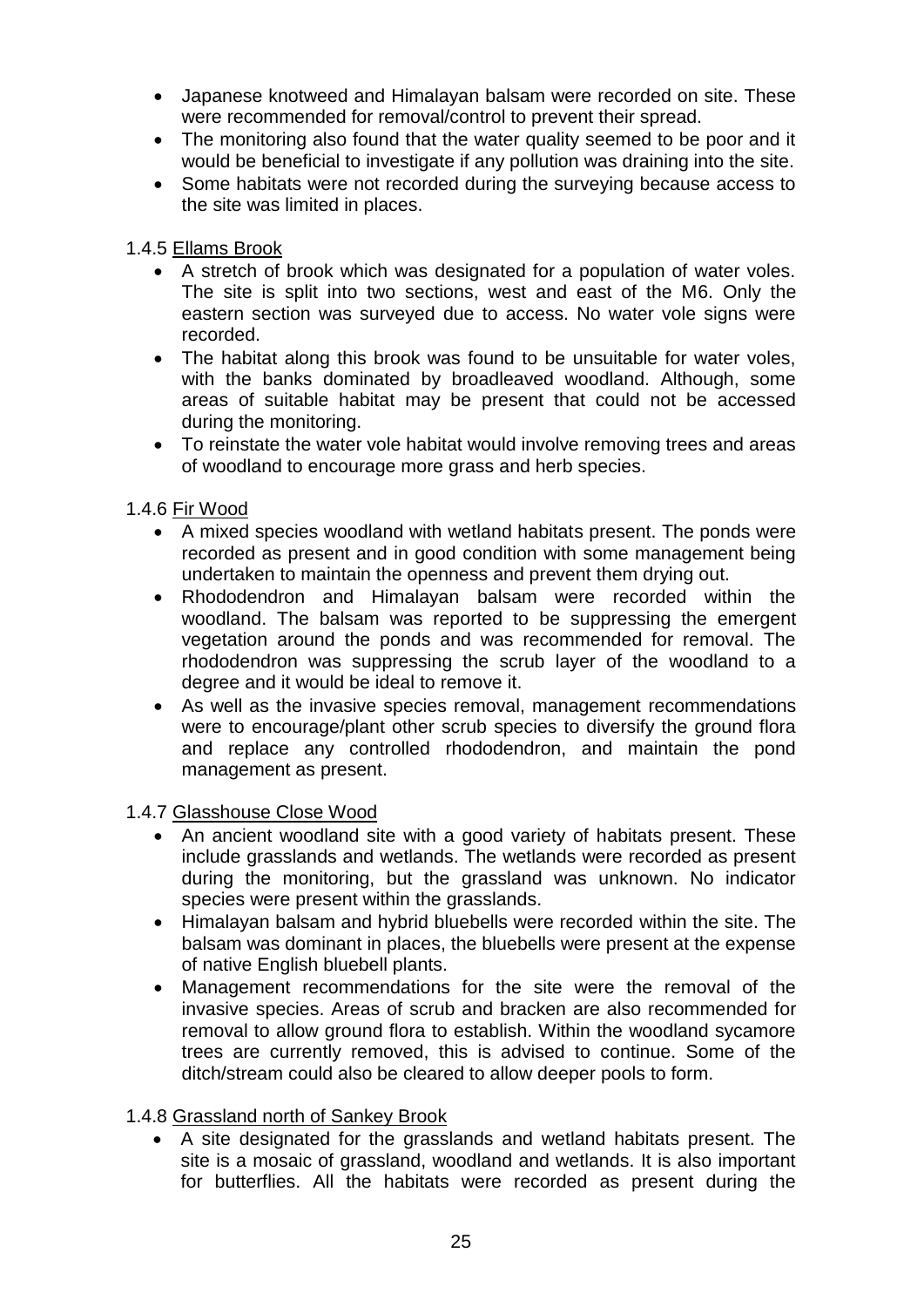- Japanese knotweed and Himalayan balsam were recorded on site. These were recommended for removal/control to prevent their spread.
- The monitoring also found that the water quality seemed to be poor and it would be beneficial to investigate if any pollution was draining into the site.
- Some habitats were not recorded during the surveying because access to the site was limited in places.

1.4.5 <u>Ellams Brook</u>

- A stretch of brook which was designated for a population of water voles. The site is split into two sections, west and east of the M6. Only the eastern section was surveyed due to access. No water vole signs were recorded.
- The habitat along this brook was found to be unsuitable for water voles, with the banks dominated by broadleaved woodland. Although, some areas of suitable habitat may be present that could not be accessed during the monitoring.
- To reinstate the water vole habitat would involve removing trees and areas of woodland to encourage more grass and herb species.

1.4.6 <u>Fir Wood</u>

- A mixed species woodland with wetland habitats present. The ponds were recorded as present and in good condition with some management being undertaken to maintain the openness and prevent them drying out.
- Rhododendron and Himalayan balsam were recorded within the woodland. The balsam was reported to be suppressing the emergent vegetation around the ponds and was recommended for removal. The rhododendron was suppressing the scrub layer of the woodland to a degree and it would be ideal to remove it.
- As well as the invasive species removal, management recommendations were to encourage/plant other scrub species to diversify the ground flora and replace any controlled rhododendron, and maintain the pond management as present.

1.4.7 <u>Glasshouse Close Wood</u>

- An ancient woodland site with a good variety of habitats present. These include grasslands and wetlands. The wetlands were recorded as present during the monitoring, but the grassland was unknown. No indicator species were present within the grasslands.
- Himalayan balsam and hybrid bluebells were recorded within the site. The balsam was dominant in places, the bluebells were present at the expense of native English bluebell plants.
- Management recommendations for the site were the removal of the invasive species. Areas of scrub and bracken are also recommended for removal to allow ground flora to establish. Within the woodland sycamore trees are currently removed, this is advised to continue. Some of the ditch/stream could also be cleared to allow deeper pools to form.

1.4.8 <u>Grassland north of Sankey Brook</u>

- A site designated for the grasslands and wetland habitats present. The site is a mosaic of grassland, woodland and wetlands. It is also important for butterflies. All the habitats were recorded as present during the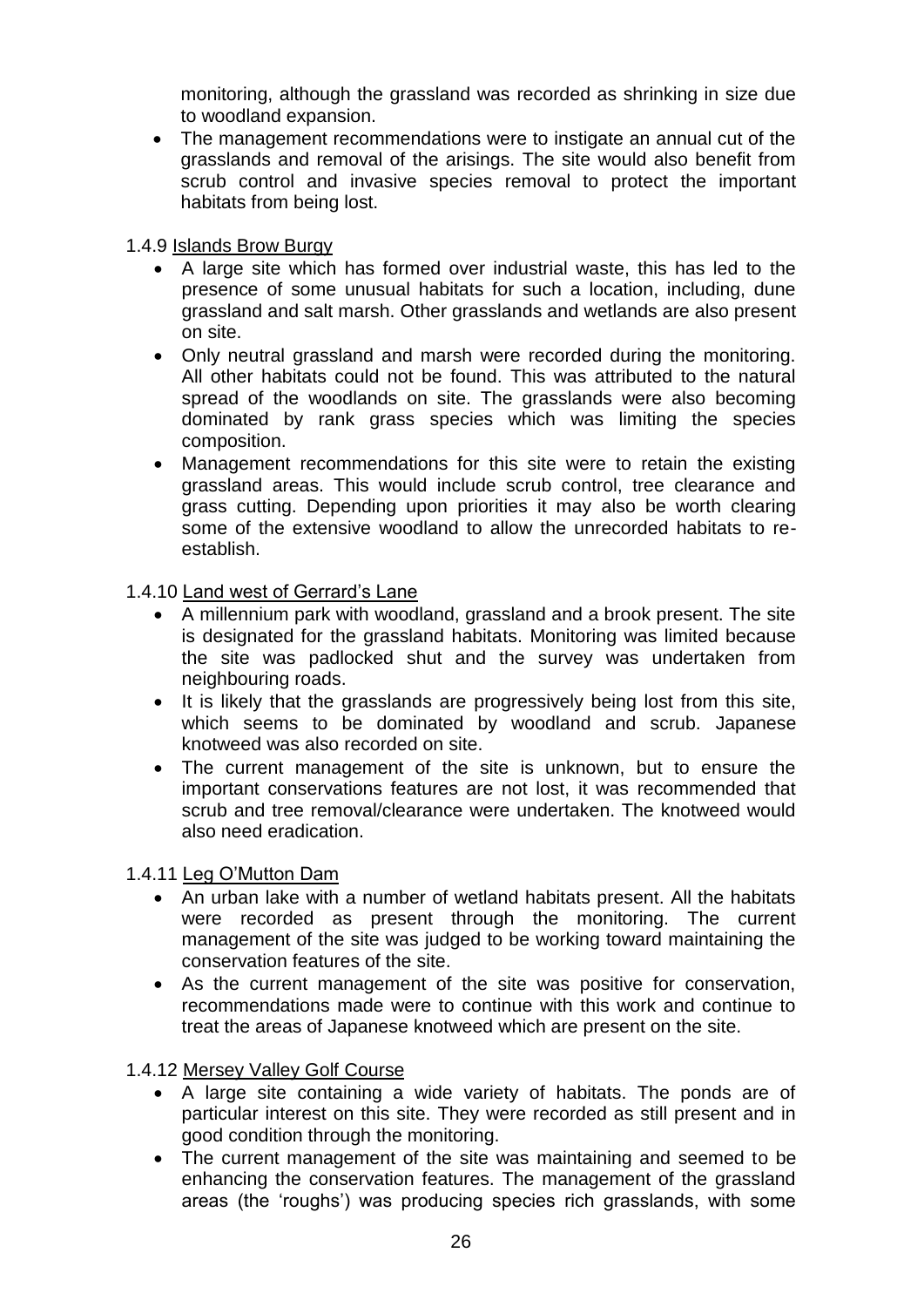monitoring, although the grassland was recorded as shrinking in size due to woodland expansion.

- The management recommendations were to instigate an annual cut of the grasslands and removal of the arisings. The site would also benefit from scrub control and invasive species removal to protect the important habitats from being lost.

1.4.9 <u>Islands Brow Burgy</u>

- A large site which has formed over industrial waste, this has led to the presence of some unusual habitats for such a location, including, dune grassland and salt marsh. Other grasslands and wetlands are also present on site.
- Only neutral grassland and marsh were recorded during the monitoring. All other habitats could not be found. This was attributed to the natural spread of the woodlands on site. The grasslands were also becoming dominated by rank grass species which was limiting the species composition.
- Management recommendations for this site were to retain the existing grassland areas. This would include scrub control, tree clearance and grass cutting. Depending upon priorities it may also be worth clearing some of the extensive woodland to allow the unrecorded habitats to re-establish.

1.4.10 <u>Land west of Gerrard's Lane</u>

- A millennium park with woodland, grassland and a brook present. The site is designated for the grassland habitats. Monitoring was limited because the site was padlocked shut and the survey was undertaken from neighbouring roads.
- It is likely that the grasslands are progressively being lost from this site, which seems to be dominated by woodland and scrub. Japanese knotweed was also recorded on site.
- The current management of the site is unknown, but to ensure the important conservations features are not lost, it was recommended that scrub and tree removal/clearance were undertaken. The knotweed would also need eradication.

1.4.11 <u>Leg O'Mutton Dam</u>

- An urban lake with a number of wetland habitats present. All the habitats were recorded as present through the monitoring. The current management of the site was judged to be working toward maintaining the conservation features of the site.
- As the current management of the site was positive for conservation, recommendations made were to continue with this work and continue to treat the areas of Japanese knotweed which are present on the site.

1.4.12 <u>Mersey Valley Golf Course</u>

- A large site containing a wide variety of habitats. The ponds are of particular interest on this site. They were recorded as still present and in good condition through the monitoring.
- The current management of the site was maintaining and seemed to be enhancing the conservation features. The management of the grassland areas (the 'roughs') was producing species rich grasslands, with some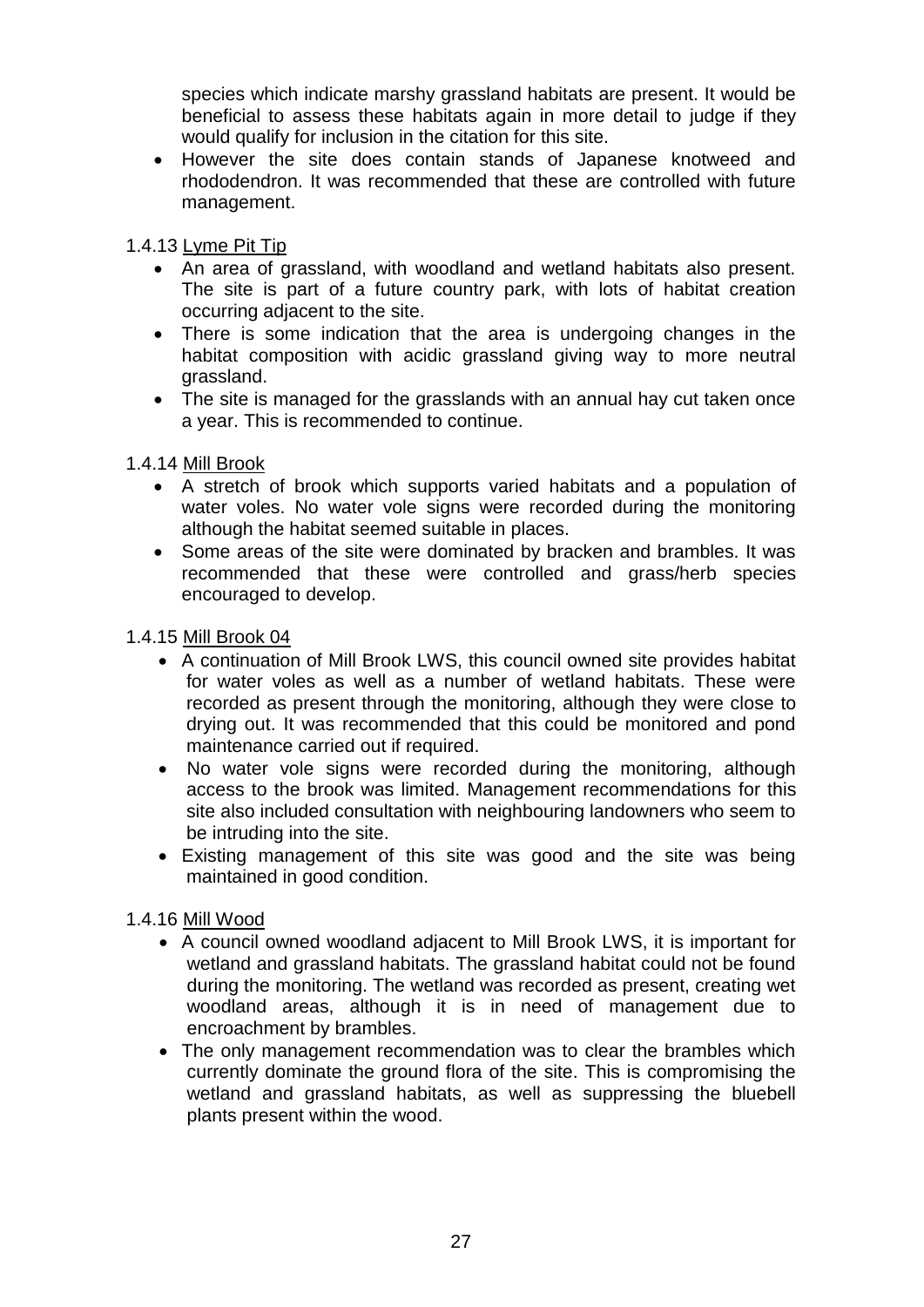species which indicate marshy grassland habitats are present. It would be beneficial to assess these habitats again in more detail to judge if they would qualify for inclusion in the citation for this site.

- However the site does contain stands of Japanese knotweed and rhododendron. It was recommended that these are controlled with future management.

1.4.13 Lyme Pit Tip

- An area of grassland, with woodland and wetland habitats also present. The site is part of a future country park, with lots of habitat creation occurring adjacent to the site.
- There is some indication that the area is undergoing changes in the habitat composition with acidic grassland giving way to more neutral grassland.
- The site is managed for the grasslands with an annual hay cut taken once a year. This is recommended to continue.

1.4.14 Mill Brook

- A stretch of brook which supports varied habitats and a population of water voles. No water vole signs were recorded during the monitoring although the habitat seemed suitable in places.
- Some areas of the site were dominated by bracken and brambles. It was recommended that these were controlled and grass/herb species encouraged to develop.

1.4.15 Mill Brook 04

- A continuation of Mill Brook LWS, this council owned site provides habitat for water voles as well as a number of wetland habitats. These were recorded as present through the monitoring, although they were close to drying out. It was recommended that this could be monitored and pond maintenance carried out if required.
- No water vole signs were recorded during the monitoring, although access to the brook was limited. Management recommendations for this site also included consultation with neighbouring landowners who seem to be intruding into the site.
- Existing management of this site was good and the site was being maintained in good condition.

1.4.16 Mill Wood

- A council owned woodland adjacent to Mill Brook LWS, it is important for wetland and grassland habitats. The grassland habitat could not be found during the monitoring. The wetland was recorded as present, creating wet woodland areas, although it is in need of management due to encroachment by brambles.
- The only management recommendation was to clear the brambles which currently dominate the ground flora of the site. This is compromising the wetland and grassland habitats, as well as suppressing the bluebell plants present within the wood.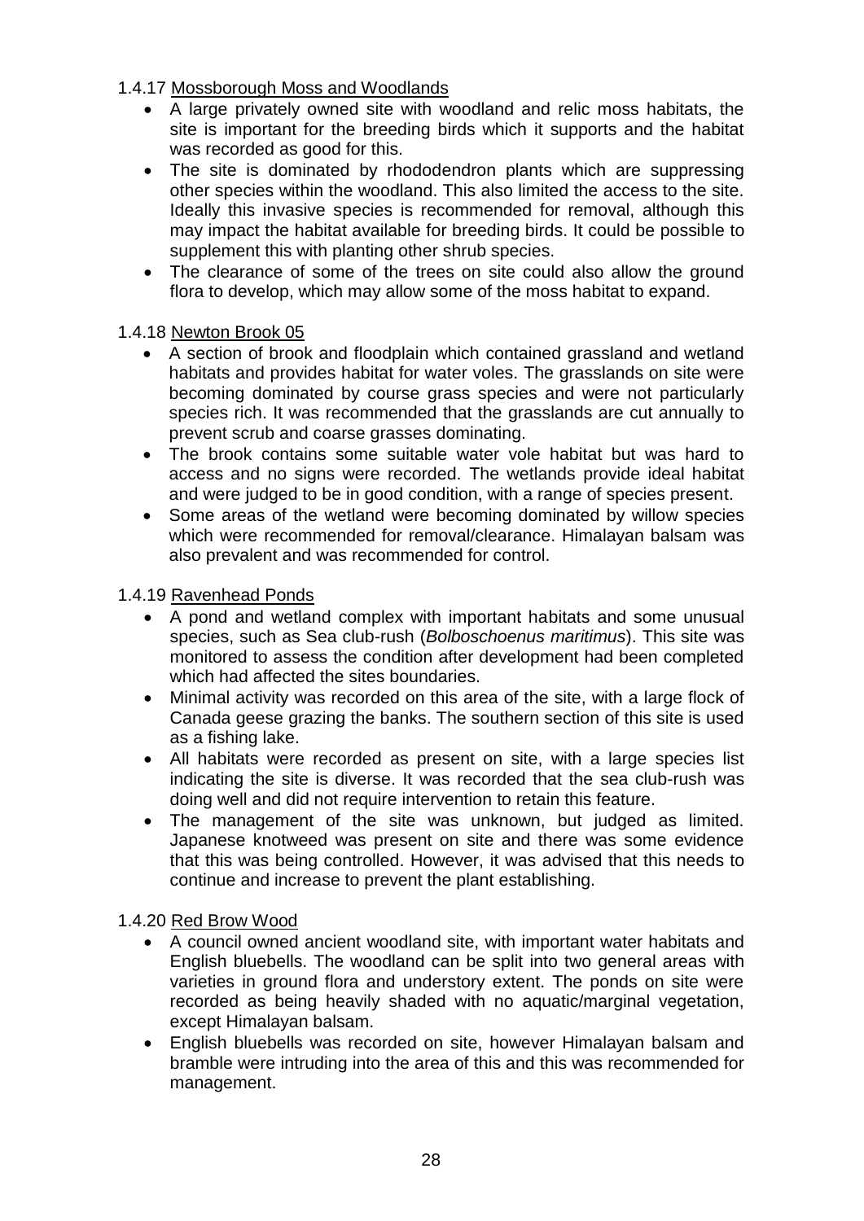1.4.17 Mossborough Moss and Woodlands

- A large privately owned site with woodland and relic moss habitats, the site is important for the breeding birds which it supports and the habitat was recorded as good for this.
- The site is dominated by rhododendron plants which are suppressing other species within the woodland. This also limited the access to the site. Ideally this invasive species is recommended for removal, although this may impact the habitat available for breeding birds. It could be possible to supplement this with planting other shrub species.
- The clearance of some of the trees on site could also allow the ground flora to develop, which may allow some of the moss habitat to expand.

1.4.18 Newton Brook 05

- A section of brook and floodplain which contained grassland and wetland habitats and provides habitat for water voles. The grasslands on site were becoming dominated by course grass species and were not particularly species rich. It was recommended that the grasslands are cut annually to prevent scrub and coarse grasses dominating.
- The brook contains some suitable water vole habitat but was hard to access and no signs were recorded. The wetlands provide ideal habitat and were judged to be in good condition, with a range of species present.
- Some areas of the wetland were becoming dominated by willow species which were recommended for removal/clearance. Himalayan balsam was also prevalent and was recommended for control.

1.4.19 Ravenhead Ponds

- A pond and wetland complex with important habitats and some unusual species, such as Sea club-rush (*Bolboschoenus maritimus*). This site was monitored to assess the condition after development had been completed which had affected the sites boundaries.
- Minimal activity was recorded on this area of the site, with a large flock of Canada geese grazing the banks. The southern section of this site is used as a fishing lake.
- All habitats were recorded as present on site, with a large species list indicating the site is diverse. It was recorded that the sea club-rush was doing well and did not require intervention to retain this feature.
- The management of the site was unknown, but judged as limited. Japanese knotweed was present on site and there was some evidence that this was being controlled. However, it was advised that this needs to continue and increase to prevent the plant establishing.

1.4.20 Red Brow Wood

- A council owned ancient woodland site, with important water habitats and English bluebells. The woodland can be split into two general areas with varieties in ground flora and understory extent. The ponds on site were recorded as being heavily shaded with no aquatic/marginal vegetation, except Himalayan balsam.
- English bluebells was recorded on site, however Himalayan balsam and bramble were intruding into the area of this and this was recommended for management.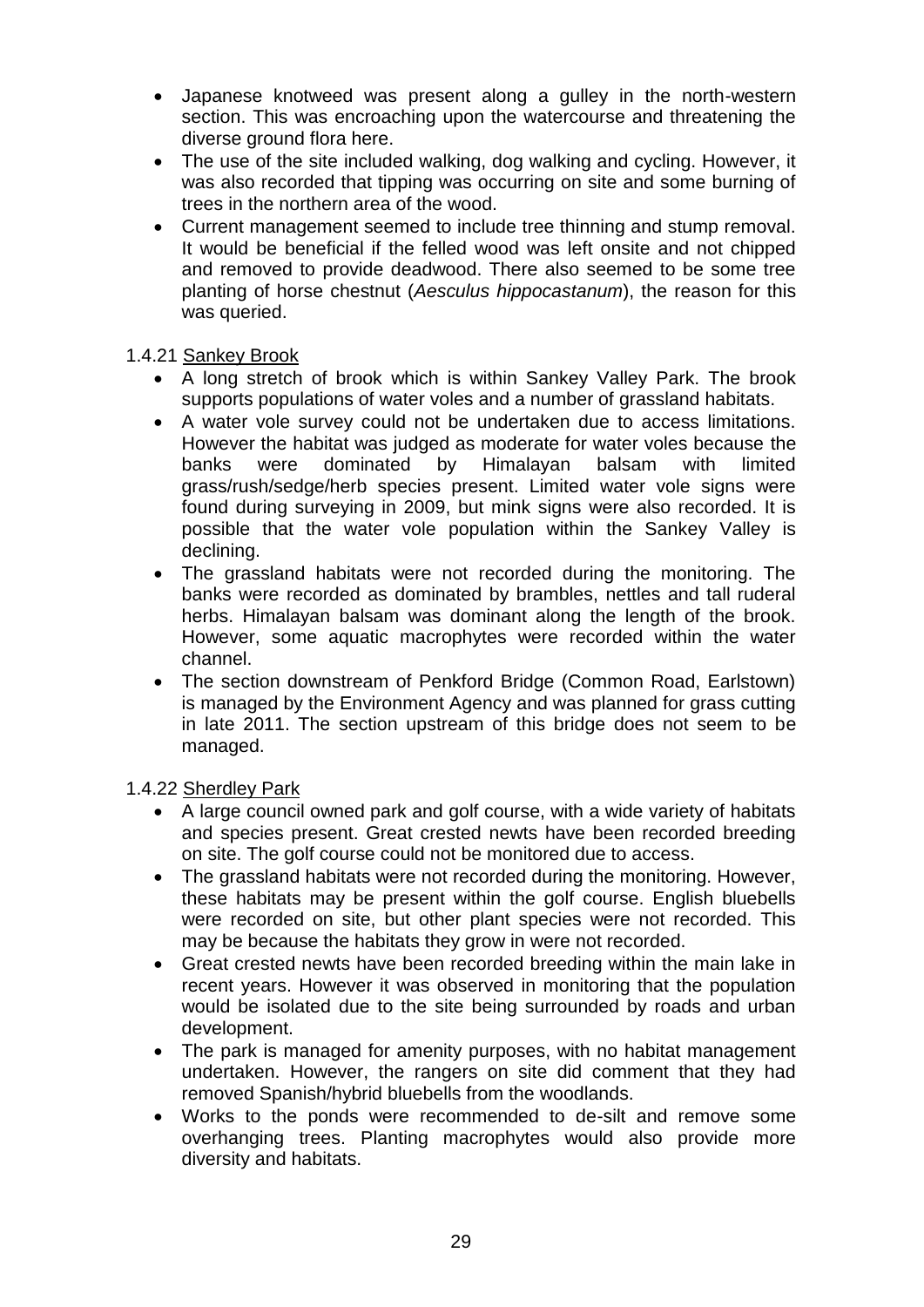- Japanese knotweed was present along a gulley in the north-western section. This was encroaching upon the watercourse and threatening the diverse ground flora here.
- The use of the site included walking, dog walking and cycling. However, it was also recorded that tipping was occurring on site and some burning of trees in the northern area of the wood.
- Current management seemed to include tree thinning and stump removal. It would be beneficial if the felled wood was left onsite and not chipped and removed to provide deadwood. There also seemed to be some tree planting of horse chestnut (*Aesculus hippocastanum*), the reason for this was queried.

1.4.21 Sankey Brook

- A long stretch of brook which is within Sankey Valley Park. The brook supports populations of water voles and a number of grassland habitats.
- A water vole survey could not be undertaken due to access limitations. However the habitat was judged as moderate for water voles because the banks were dominated by Himalayan balsam with limited grass/rush/sedge/herb species present. Limited water vole signs were found during surveying in 2009, but mink signs were also recorded. It is possible that the water vole population within the Sankey Valley is declining.
- The grassland habitats were not recorded during the monitoring. The banks were recorded as dominated by brambles, nettles and tall ruderal herbs. Himalayan balsam was dominant along the length of the brook. However, some aquatic macrophytes were recorded within the water channel.
- The section downstream of Penkford Bridge (Common Road, Earlstown) is managed by the Environment Agency and was planned for grass cutting in late 2011. The section upstream of this bridge does not seem to be managed.

1.4.22 Sherdley Park

- A large council owned park and golf course, with a wide variety of habitats and species present. Great crested newts have been recorded breeding on site. The golf course could not be monitored due to access.
- The grassland habitats were not recorded during the monitoring. However, these habitats may be present within the golf course. English bluebells were recorded on site, but other plant species were not recorded. This may be because the habitats they grow in were not recorded.
- Great crested newts have been recorded breeding within the main lake in recent years. However it was observed in monitoring that the population would be isolated due to the site being surrounded by roads and urban development.
- The park is managed for amenity purposes, with no habitat management undertaken. However, the rangers on site did comment that they had removed Spanish/hybrid bluebells from the woodlands.
- Works to the ponds were recommended to de-silt and remove some overhanging trees. Planting macrophytes would also provide more diversity and habitats.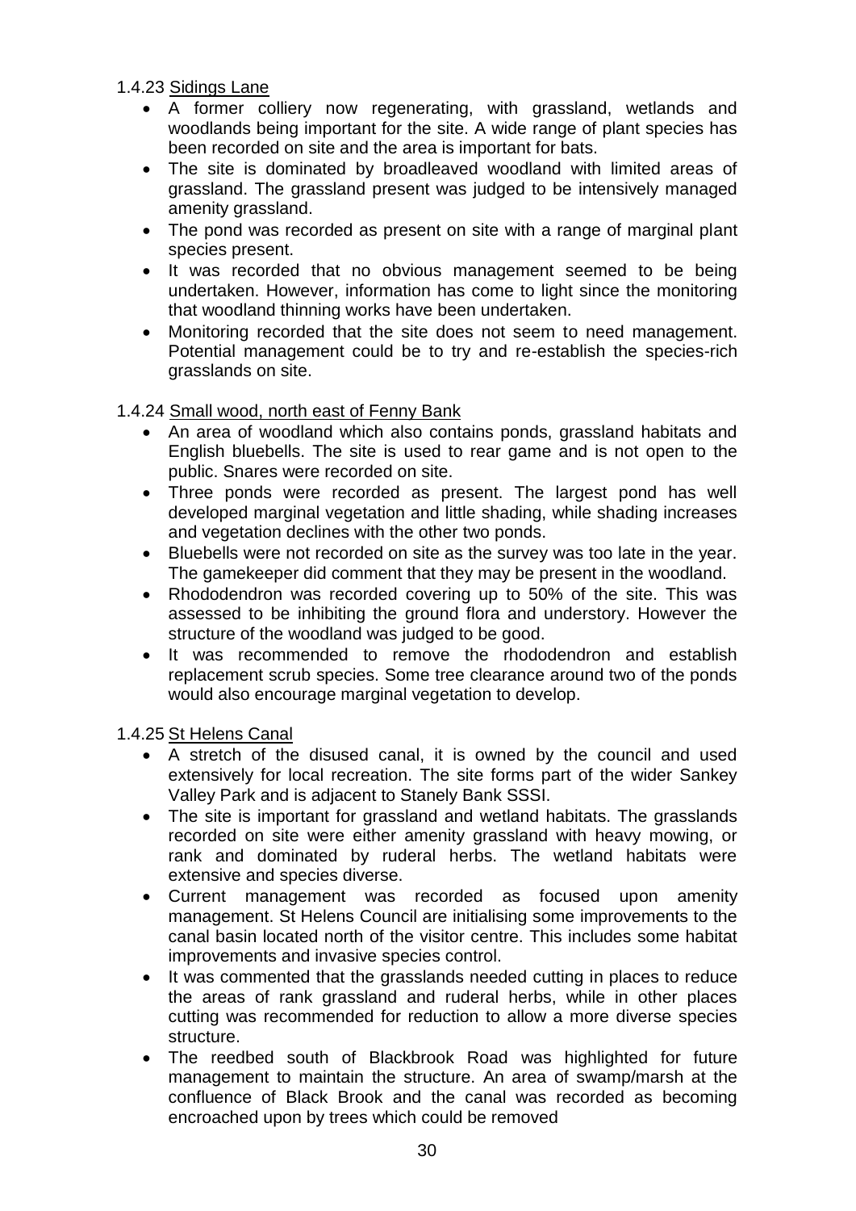1.4.23 Sidings Lane

- A former colliery now regenerating, with grassland, wetlands and woodlands being important for the site. A wide range of plant species has been recorded on site and the area is important for bats.
- The site is dominated by broadleaved woodland with limited areas of grassland. The grassland present was judged to be intensively managed amenity grassland.
- The pond was recorded as present on site with a range of marginal plant species present.
- It was recorded that no obvious management seemed to be being undertaken. However, information has come to light since the monitoring that woodland thinning works have been undertaken.
- Monitoring recorded that the site does not seem to need management. Potential management could be to try and re-establish the species-rich grasslands on site.

1.4.24 Small wood, north east of Fenny Bank

- An area of woodland which also contains ponds, grassland habitats and English bluebells. The site is used to rear game and is not open to the public. Snares were recorded on site.
- Three ponds were recorded as present. The largest pond has well developed marginal vegetation and little shading, while shading increases and vegetation declines with the other two ponds.
- Bluebells were not recorded on site as the survey was too late in the year. The gamekeeper did comment that they may be present in the woodland.
- Rhododendron was recorded covering up to 50% of the site. This was assessed to be inhibiting the ground flora and understory. However the structure of the woodland was judged to be good.
- It was recommended to remove the rhododendron and establish replacement scrub species. Some tree clearance around two of the ponds would also encourage marginal vegetation to develop.

1.4.25 St Helens Canal

- A stretch of the disused canal, it is owned by the council and used extensively for local recreation. The site forms part of the wider Sankey Valley Park and is adjacent to Stanely Bank SSSI.
- The site is important for grassland and wetland habitats. The grasslands recorded on site were either amenity grassland with heavy mowing, or rank and dominated by ruderal herbs. The wetland habitats were extensive and species diverse.
- Current management was recorded as focused upon amenity management. St Helens Council are initialising some improvements to the canal basin located north of the visitor centre. This includes some habitat improvements and invasive species control.
- It was commented that the grasslands needed cutting in places to reduce the areas of rank grassland and ruderal herbs, while in other places cutting was recommended for reduction to allow a more diverse species structure.
- The reedbed south of Blackbrook Road was highlighted for future management to maintain the structure. An area of swamp/marsh at the confluence of Black Brook and the canal was recorded as becoming encroached upon by trees which could be removed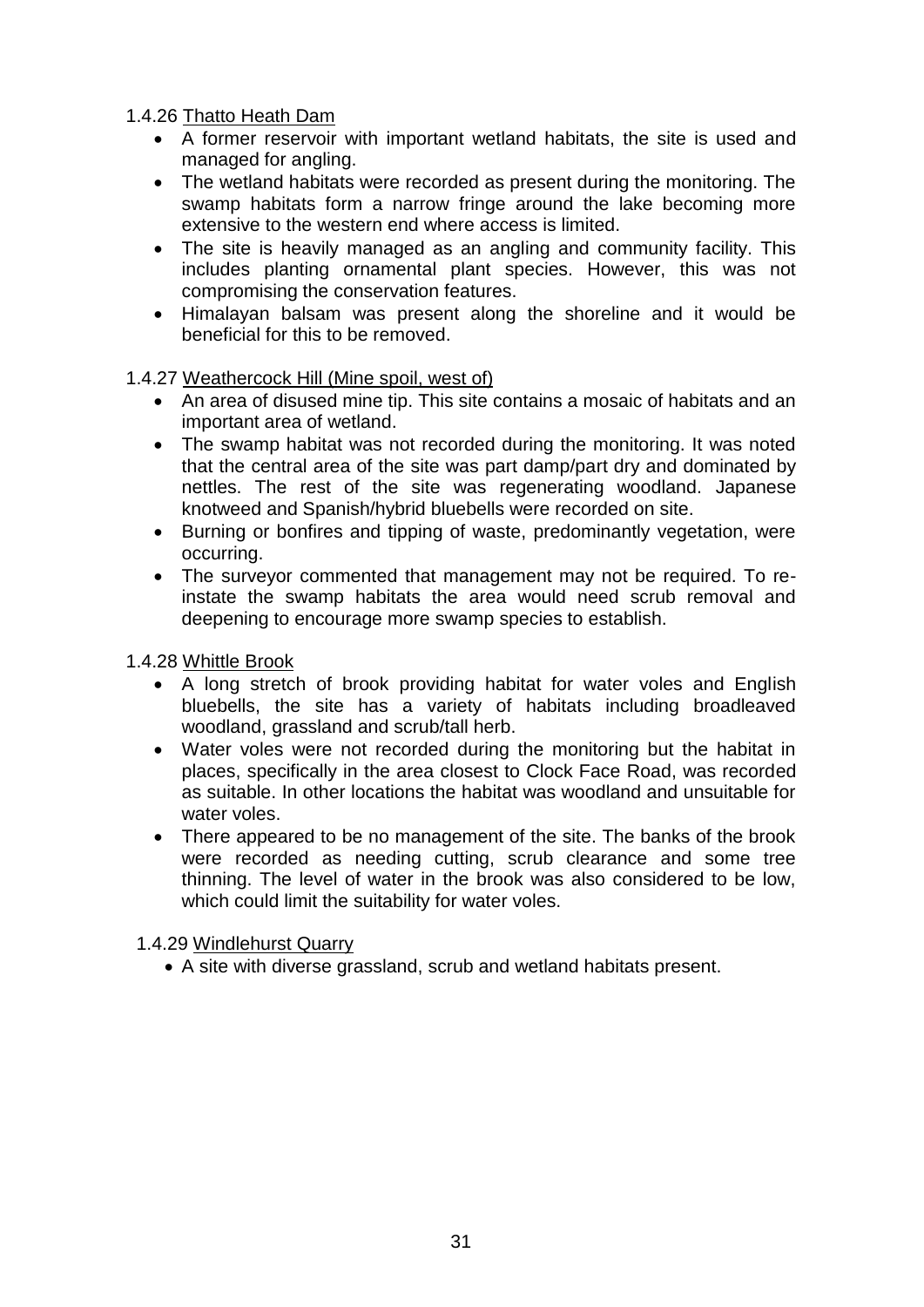1.4.26 Thatto Heath Dam

- A former reservoir with important wetland habitats, the site is used and managed for angling.
- The wetland habitats were recorded as present during the monitoring. The swamp habitats form a narrow fringe around the lake becoming more extensive to the western end where access is limited.
- The site is heavily managed as an angling and community facility. This includes planting ornamental plant species. However, this was not compromising the conservation features.
- Himalayan balsam was present along the shoreline and it would be beneficial for this to be removed.

1.4.27 Weathercock Hill (Mine spoil, west of)

- An area of disused mine tip. This site contains a mosaic of habitats and an important area of wetland.
- The swamp habitat was not recorded during the monitoring. It was noted that the central area of the site was part damp/part dry and dominated by nettles. The rest of the site was regenerating woodland. Japanese knotweed and Spanish/hybrid bluebells were recorded on site.
- Burning or bonfires and tipping of waste, predominantly vegetation, were occurring.
- The surveyor commented that management may not be required. To re-instate the swamp habitats the area would need scrub removal and deepening to encourage more swamp species to establish.

1.4.28 Whittle Brook

- A long stretch of brook providing habitat for water voles and English bluebells, the site has a variety of habitats including broadleaved woodland, grassland and scrub/tall herb.
- Water voles were not recorded during the monitoring but the habitat in places, specifically in the area closest to Clock Face Road, was recorded as suitable. In other locations the habitat was woodland and unsuitable for water voles.
- There appeared to be no management of the site. The banks of the brook were recorded as needing cutting, scrub clearance and some tree thinning. The level of water in the brook was also considered to be low, which could limit the suitability for water voles.

1.4.29 Windlehurst Quarry

- A site with diverse grassland, scrub and wetland habitats present.